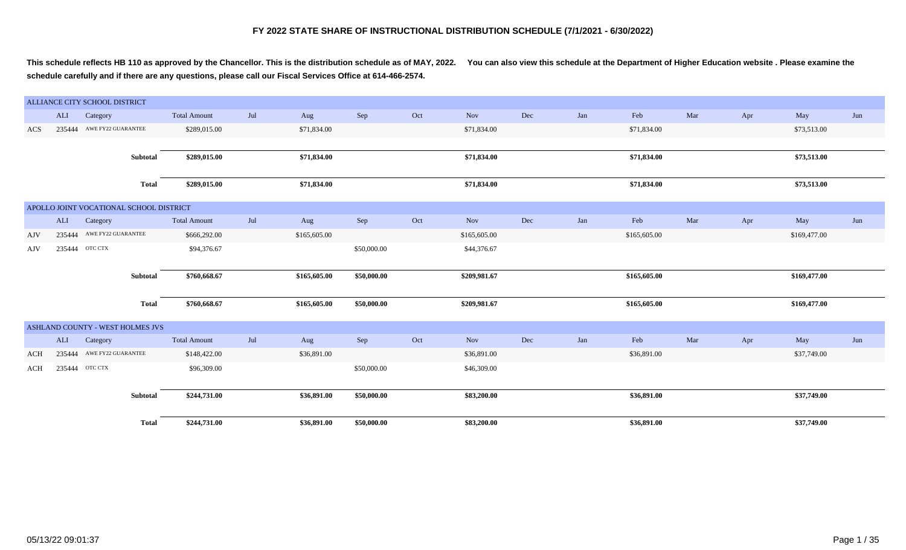# FY 2022 STATE SHARE OF INSTRUCTIONAL DISTRIBUTION SCHEDULE (7/1/2021 - 6/30/2022)

**This schedule reflects HB 110 as approved by the Chancellor. This is the distribution schedule as of MAY, 2022. You can also view this schedule at the Department of Higher Education website . Please examine the schedule carefully and if there are any questions, please call our Fiscal Services Office at 614-466-2574.**

## ALLIANCE CITY SCHOOL DISTRICT

| | ALI | Category | Total Amount | Jul | Aug | Sep | Oct | Nov | Dec | Jan | Feb | Mar | Apr | May | Jun |
|---|---|---|---|---|---|---|---|---|---|---|---|---|---|---|---|
| ACS | 235444 | AWE FY22 GUARANTEE | $289,015.00 | | $71,834.00 | | | $71,834.00 | | | $71,834.00 | | | $73,513.00 | |
| | | **Subtotal** | **$289,015.00** | | **$71,834.00** | | | **$71,834.00** | | | **$71,834.00** | | | **$73,513.00** | |
| | | **Total** | **$289,015.00** | | **$71,834.00** | | | **$71,834.00** | | | **$71,834.00** | | | **$73,513.00** | |

## APOLLO JOINT VOCATIONAL SCHOOL DISTRICT

| | ALI | Category | Total Amount | Jul | Aug | Sep | Oct | Nov | Dec | Jan | Feb | Mar | Apr | May | Jun |
|---|---|---|---|---|---|---|---|---|---|---|---|---|---|---|---|
| AJV | 235444 | AWE FY22 GUARANTEE | $666,292.00 | | $165,605.00 | | | $165,605.00 | | | $165,605.00 | | | $169,477.00 | |
| AJV | 235444 | OTC CTX | $94,376.67 | | | $50,000.00 | | $44,376.67 | | | | | | | |
| | | **Subtotal** | **$760,668.67** | | **$165,605.00** | **$50,000.00** | | **$209,981.67** | | | **$165,605.00** | | | **$169,477.00** | |
| | | **Total** | **$760,668.67** | | **$165,605.00** | **$50,000.00** | | **$209,981.67** | | | **$165,605.00** | | | **$169,477.00** | |

## ASHLAND COUNTY - WEST HOLMES JVS

| | ALI | Category | Total Amount | Jul | Aug | Sep | Oct | Nov | Dec | Jan | Feb | Mar | Apr | May | Jun |
|---|---|---|---|---|---|---|---|---|---|---|---|---|---|---|---|
| ACH | 235444 | AWE FY22 GUARANTEE | $148,422.00 | | $36,891.00 | | | $36,891.00 | | | $36,891.00 | | | $37,749.00 | |
| ACH | 235444 | OTC CTX | $96,309.00 | | | $50,000.00 | | $46,309.00 | | | | | | | |
| | | **Subtotal** | **$244,731.00** | | **$36,891.00** | **$50,000.00** | | **$83,200.00** | | | **$36,891.00** | | | **$37,749.00** | |
| | | **Total** | **$244,731.00** | | **$36,891.00** | **$50,000.00** | | **$83,200.00** | | | **$36,891.00** | | | **$37,749.00** | |

05/13/22 09:01:37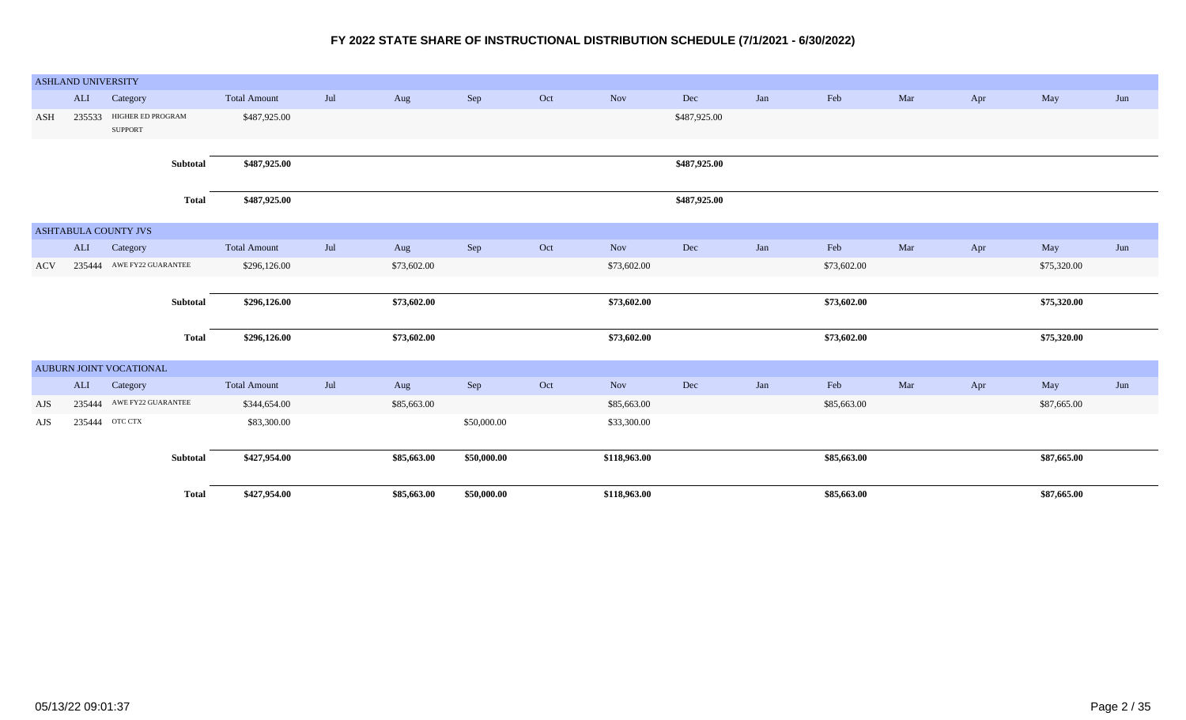# FY 2022 STATE SHARE OF INSTRUCTIONAL DISTRIBUTION SCHEDULE (7/1/2021 - 6/30/2022)

## ASHLAND UNIVERSITY

| | ALI | Category | Total Amount | Jul | Aug | Sep | Oct | Nov | Dec | Jan | Feb | Mar | Apr | May | Jun |
|---|---|---|---|---|---|---|---|---|---|---|---|---|---|---|---|
| ASH | 235533 | HIGHER ED PROGRAM SUPPORT | $487,925.00 | | | | | | $487,925.00 | | | | | | |
| | | **Subtotal** | **$487,925.00** | | | | | | **$487,925.00** | | | | | | |
| | | **Total** | **$487,925.00** | | | | | | **$487,925.00** | | | | | | |

## ASHTABULA COUNTY JVS

| | ALI | Category | Total Amount | Jul | Aug | Sep | Oct | Nov | Dec | Jan | Feb | Mar | Apr | May | Jun |
|---|---|---|---|---|---|---|---|---|---|---|---|---|---|---|---|
| ACV | 235444 | AWE FY22 GUARANTEE | $296,126.00 | | $73,602.00 | | | $73,602.00 | | | $73,602.00 | | | $75,320.00 | |
| | | **Subtotal** | **$296,126.00** | | **$73,602.00** | | | **$73,602.00** | | | **$73,602.00** | | | **$75,320.00** | |
| | | **Total** | **$296,126.00** | | **$73,602.00** | | | **$73,602.00** | | | **$73,602.00** | | | **$75,320.00** | |

## AUBURN JOINT VOCATIONAL

| | ALI | Category | Total Amount | Jul | Aug | Sep | Oct | Nov | Dec | Jan | Feb | Mar | Apr | May | Jun |
|---|---|---|---|---|---|---|---|---|---|---|---|---|---|---|---|
| AJS | 235444 | AWE FY22 GUARANTEE | $344,654.00 | | $85,663.00 | | | $85,663.00 | | | $85,663.00 | | | $87,665.00 | |
| AJS | 235444 | OTC CTX | $83,300.00 | | | $50,000.00 | | $33,300.00 | | | | | | | |
| | | **Subtotal** | **$427,954.00** | | **$85,663.00** | **$50,000.00** | | **$118,963.00** | | | **$85,663.00** | | | **$87,665.00** | |
| | | **Total** | **$427,954.00** | | **$85,663.00** | **$50,000.00** | | **$118,963.00** | | | **$85,663.00** | | | **$87,665.00** | |

05/13/22 09:01:37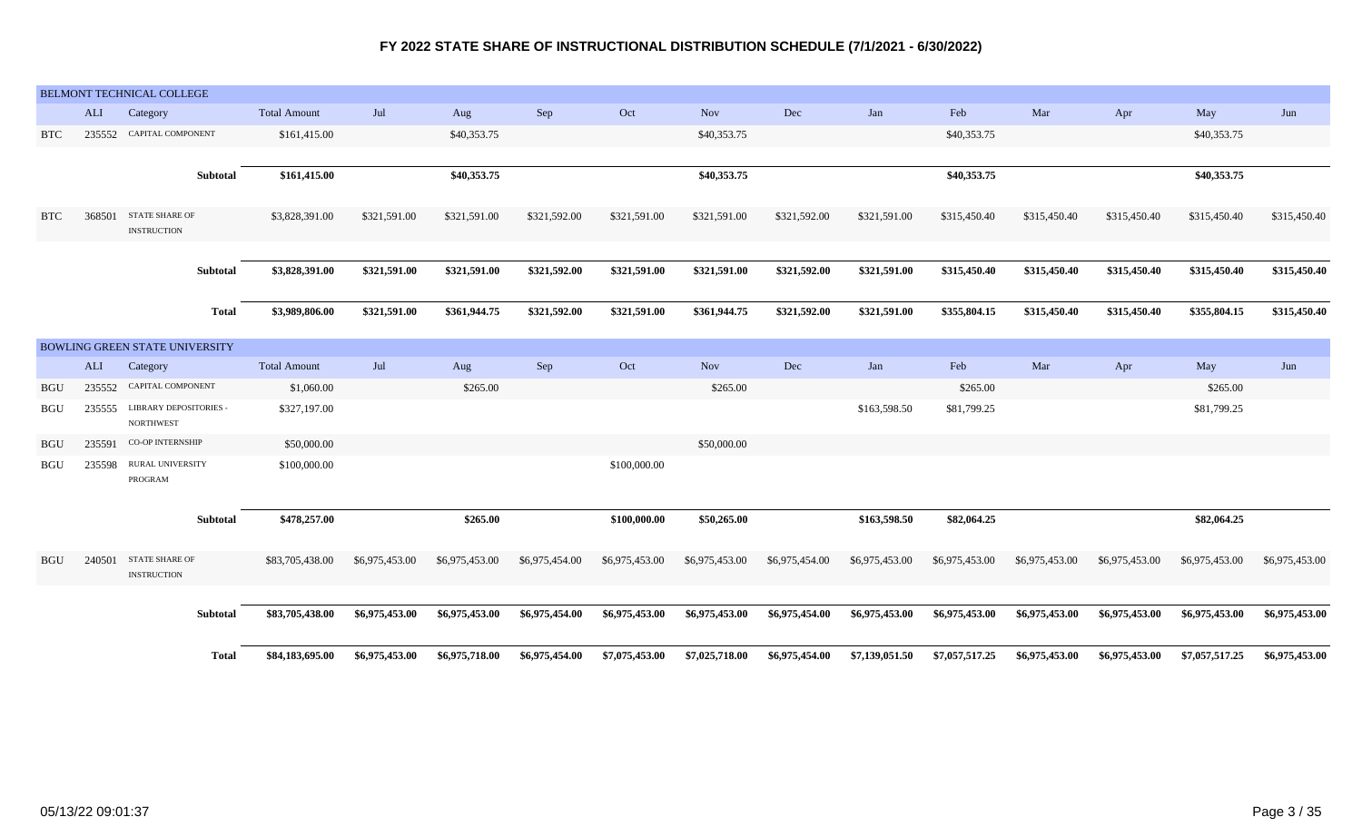# FY 2022 STATE SHARE OF INSTRUCTIONAL DISTRIBUTION SCHEDULE (7/1/2021 - 6/30/2022)

## BELMONT TECHNICAL COLLEGE

| | ALI | Category | Total Amount | Jul | Aug | Sep | Oct | Nov | Dec | Jan | Feb | Mar | Apr | May | Jun |
|---|---|---|---|---|---|---|---|---|---|---|---|---|---|---|---|
| BTC | 235552 | CAPITAL COMPONENT | $161,415.00 | | $40,353.75 | | | $40,353.75 | | | $40,353.75 | | | $40,353.75 | |
| | | **Subtotal** | **$161,415.00** | | **$40,353.75** | | | **$40,353.75** | | | **$40,353.75** | | | **$40,353.75** | |
| BTC | 368501 | STATE SHARE OF INSTRUCTION | $3,828,391.00 | $321,591.00 | $321,591.00 | $321,592.00 | $321,591.00 | $321,591.00 | $321,592.00 | $321,591.00 | $315,450.40 | $315,450.40 | $315,450.40 | $315,450.40 | $315,450.40 |
| | | **Subtotal** | **$3,828,391.00** | **$321,591.00** | **$321,591.00** | **$321,592.00** | **$321,591.00** | **$321,591.00** | **$321,592.00** | **$321,591.00** | **$315,450.40** | **$315,450.40** | **$315,450.40** | **$315,450.40** | **$315,450.40** |
| | | **Total** | **$3,989,806.00** | **$321,591.00** | **$361,944.75** | **$321,592.00** | **$321,591.00** | **$361,944.75** | **$321,592.00** | **$321,591.00** | **$355,804.15** | **$315,450.40** | **$315,450.40** | **$355,804.15** | **$315,450.40** |

## BOWLING GREEN STATE UNIVERSITY

| | ALI | Category | Total Amount | Jul | Aug | Sep | Oct | Nov | Dec | Jan | Feb | Mar | Apr | May | Jun |
|---|---|---|---|---|---|---|---|---|---|---|---|---|---|---|---|
| BGU | 235552 | CAPITAL COMPONENT | $1,060.00 | | $265.00 | | | $265.00 | | | $265.00 | | | $265.00 | |
| BGU | 235555 | LIBRARY DEPOSITORIES - NORTHWEST | $327,197.00 | | | | | | | $163,598.50 | $81,799.25 | | | $81,799.25 | |
| BGU | 235591 | CO-OP INTERNSHIP | $50,000.00 | | | | | $50,000.00 | | | | | | | |
| BGU | 235598 | RURAL UNIVERSITY PROGRAM | $100,000.00 | | | | $100,000.00 | | | | | | | | |
| | | **Subtotal** | **$478,257.00** | | **$265.00** | | **$100,000.00** | **$50,265.00** | | **$163,598.50** | **$82,064.25** | | | **$82,064.25** | |
| BGU | 240501 | STATE SHARE OF INSTRUCTION | $83,705,438.00 | $6,975,453.00 | $6,975,453.00 | $6,975,454.00 | $6,975,453.00 | $6,975,453.00 | $6,975,454.00 | $6,975,453.00 | $6,975,453.00 | $6,975,453.00 | $6,975,453.00 | $6,975,453.00 | $6,975,453.00 |
| | | **Subtotal** | **$83,705,438.00** | **$6,975,453.00** | **$6,975,453.00** | **$6,975,454.00** | **$6,975,453.00** | **$6,975,453.00** | **$6,975,454.00** | **$6,975,453.00** | **$6,975,453.00** | **$6,975,453.00** | **$6,975,453.00** | **$6,975,453.00** | **$6,975,453.00** |
| | | **Total** | **$84,183,695.00** | **$6,975,453.00** | **$6,975,718.00** | **$6,975,454.00** | **$7,075,453.00** | **$7,025,718.00** | **$6,975,454.00** | **$7,139,051.50** | **$7,057,517.25** | **$6,975,453.00** | **$6,975,453.00** | **$7,057,517.25** | **$6,975,453.00** |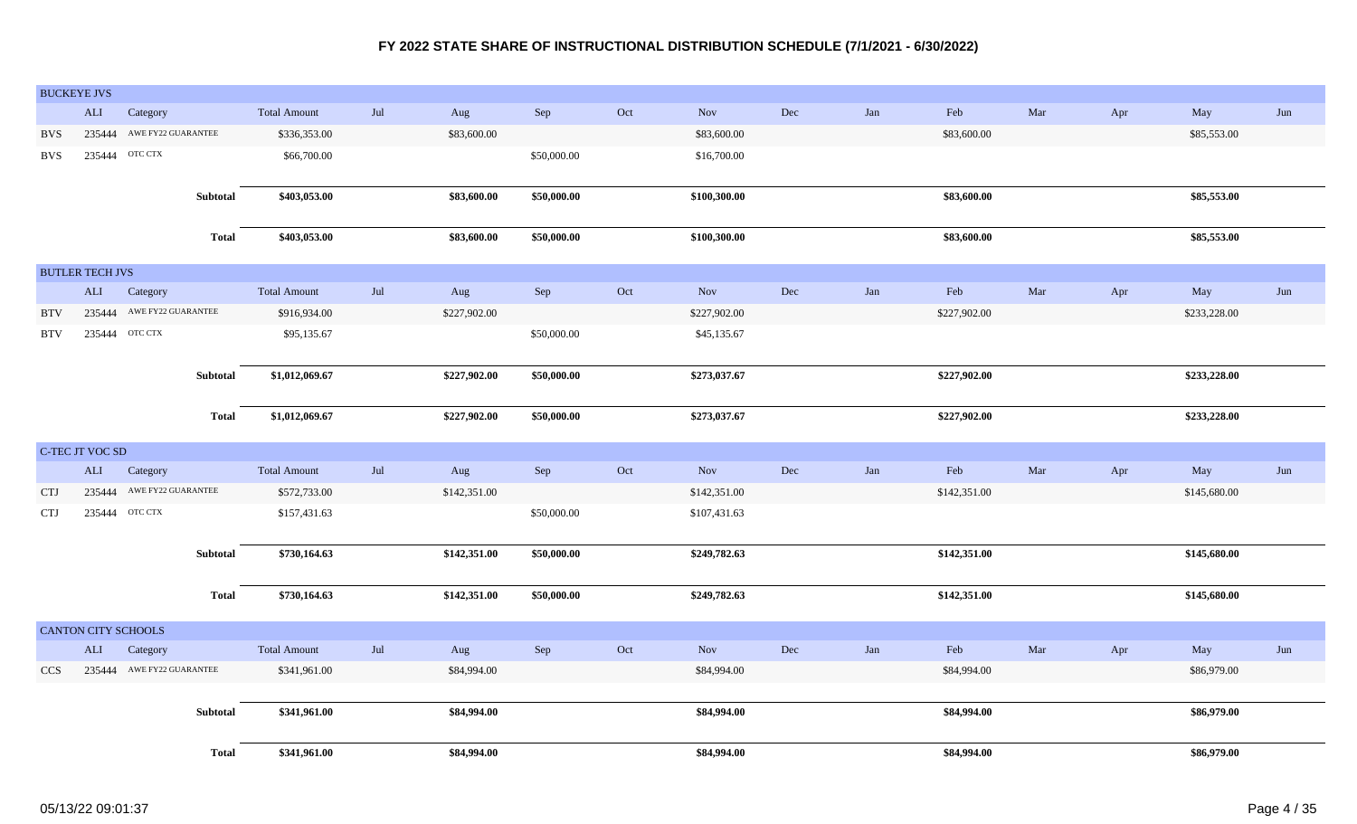# FY 2022 STATE SHARE OF INSTRUCTIONAL DISTRIBUTION SCHEDULE (7/1/2021 - 6/30/2022)

## BUCKEYE JVS

| | ALI | Category | Total Amount | Jul | Aug | Sep | Oct | Nov | Dec | Jan | Feb | Mar | Apr | May | Jun |
|---|---|---|---|---|---|---|---|---|---|---|---|---|---|---|---|
| BVS | 235444 | AWE FY22 GUARANTEE | $336,353.00 | | $83,600.00 | | | $83,600.00 | | | $83,600.00 | | | $85,553.00 | |
| BVS | 235444 | OTC CTX | $66,700.00 | | | $50,000.00 | | $16,700.00 | | | | | | | |
| | | **Subtotal** | **$403,053.00** | | **$83,600.00** | **$50,000.00** | | **$100,300.00** | | | **$83,600.00** | | | **$85,553.00** | |
| | | **Total** | **$403,053.00** | | **$83,600.00** | **$50,000.00** | | **$100,300.00** | | | **$83,600.00** | | | **$85,553.00** | |

## BUTLER TECH JVS

| | ALI | Category | Total Amount | Jul | Aug | Sep | Oct | Nov | Dec | Jan | Feb | Mar | Apr | May | Jun |
|---|---|---|---|---|---|---|---|---|---|---|---|---|---|---|---|
| BTV | 235444 | AWE FY22 GUARANTEE | $916,934.00 | | $227,902.00 | | | $227,902.00 | | | $227,902.00 | | | $233,228.00 | |
| BTV | 235444 | OTC CTX | $95,135.67 | | | $50,000.00 | | $45,135.67 | | | | | | | |
| | | **Subtotal** | **$1,012,069.67** | | **$227,902.00** | **$50,000.00** | | **$273,037.67** | | | **$227,902.00** | | | **$233,228.00** | |
| | | **Total** | **$1,012,069.67** | | **$227,902.00** | **$50,000.00** | | **$273,037.67** | | | **$227,902.00** | | | **$233,228.00** | |

## C-TEC JT VOC SD

| | ALI | Category | Total Amount | Jul | Aug | Sep | Oct | Nov | Dec | Jan | Feb | Mar | Apr | May | Jun |
|---|---|---|---|---|---|---|---|---|---|---|---|---|---|---|---|
| CTJ | 235444 | AWE FY22 GUARANTEE | $572,733.00 | | $142,351.00 | | | $142,351.00 | | | $142,351.00 | | | $145,680.00 | |
| CTJ | 235444 | OTC CTX | $157,431.63 | | | $50,000.00 | | $107,431.63 | | | | | | | |
| | | **Subtotal** | **$730,164.63** | | **$142,351.00** | **$50,000.00** | | **$249,782.63** | | | **$142,351.00** | | | **$145,680.00** | |
| | | **Total** | **$730,164.63** | | **$142,351.00** | **$50,000.00** | | **$249,782.63** | | | **$142,351.00** | | | **$145,680.00** | |

## CANTON CITY SCHOOLS

| | ALI | Category | Total Amount | Jul | Aug | Sep | Oct | Nov | Dec | Jan | Feb | Mar | Apr | May | Jun |
|---|---|---|---|---|---|---|---|---|---|---|---|---|---|---|---|
| CCS | 235444 | AWE FY22 GUARANTEE | $341,961.00 | | $84,994.00 | | | $84,994.00 | | | $84,994.00 | | | $86,979.00 | |
| | | **Subtotal** | **$341,961.00** | | **$84,994.00** | | | **$84,994.00** | | | **$84,994.00** | | | **$86,979.00** | |
| | | **Total** | **$341,961.00** | | **$84,994.00** | | | **$84,994.00** | | | **$84,994.00** | | | **$86,979.00** | |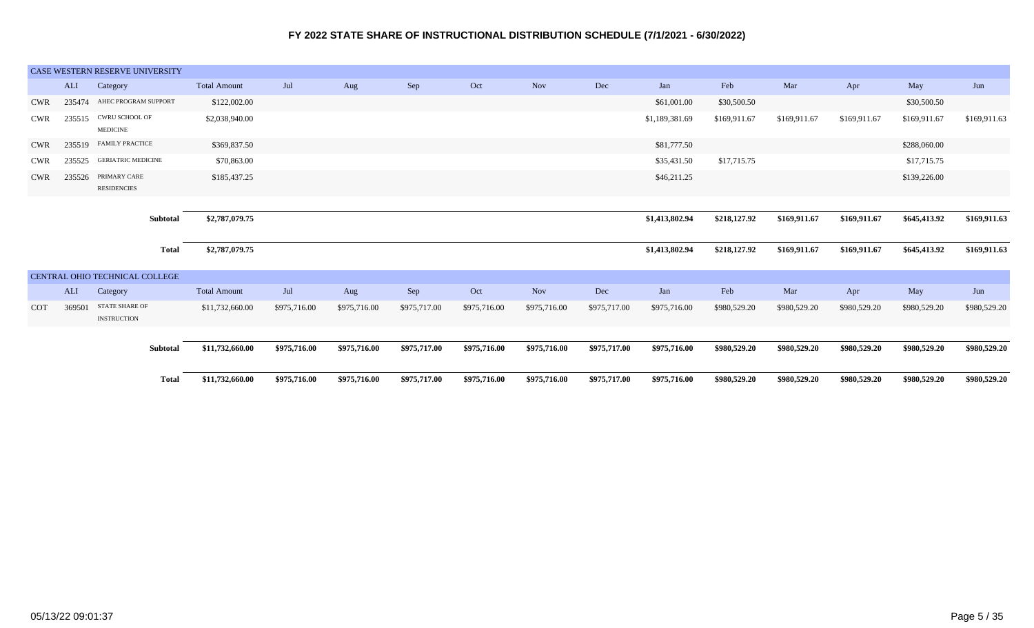# FY 2022 STATE SHARE OF INSTRUCTIONAL DISTRIBUTION SCHEDULE (7/1/2021 - 6/30/2022)

## CASE WESTERN RESERVE UNIVERSITY

| | ALI | Category | Total Amount | Jul | Aug | Sep | Oct | Nov | Dec | Jan | Feb | Mar | Apr | May | Jun |
|---|---|---|---|---|---|---|---|---|---|---|---|---|---|---|---|
| CWR | 235474 | AHEC PROGRAM SUPPORT | $122,002.00 | | | | | | | $61,001.00 | $30,500.50 | | | $30,500.50 | |
| CWR | 235515 | CWRU SCHOOL OF MEDICINE | $2,038,940.00 | | | | | | | $1,189,381.69 | $169,911.67 | $169,911.67 | $169,911.67 | $169,911.67 | $169,911.63 |
| CWR | 235519 | FAMILY PRACTICE | $369,837.50 | | | | | | | $81,777.50 | | | | $288,060.00 | |
| CWR | 235525 | GERIATRIC MEDICINE | $70,863.00 | | | | | | | $35,431.50 | $17,715.75 | | | $17,715.75 | |
| CWR | 235526 | PRIMARY CARE RESIDENCIES | $185,437.25 | | | | | | | $46,211.25 | | | | $139,226.00 | |
| | | **Subtotal** | **$2,787,079.75** | | | | | | | **$1,413,802.94** | **$218,127.92** | **$169,911.67** | **$169,911.67** | **$645,413.92** | **$169,911.63** |
| | | **Total** | **$2,787,079.75** | | | | | | | **$1,413,802.94** | **$218,127.92** | **$169,911.67** | **$169,911.67** | **$645,413.92** | **$169,911.63** |

## CENTRAL OHIO TECHNICAL COLLEGE

| | ALI | Category | Total Amount | Jul | Aug | Sep | Oct | Nov | Dec | Jan | Feb | Mar | Apr | May | Jun |
|---|---|---|---|---|---|---|---|---|---|---|---|---|---|---|---|
| COT | 369501 | STATE SHARE OF INSTRUCTION | $11,732,660.00 | $975,716.00 | $975,716.00 | $975,717.00 | $975,716.00 | $975,716.00 | $975,717.00 | $975,716.00 | $980,529.20 | $980,529.20 | $980,529.20 | $980,529.20 | $980,529.20 |
| | | **Subtotal** | **$11,732,660.00** | **$975,716.00** | **$975,716.00** | **$975,717.00** | **$975,716.00** | **$975,716.00** | **$975,717.00** | **$975,716.00** | **$980,529.20** | **$980,529.20** | **$980,529.20** | **$980,529.20** | **$980,529.20** |
| | | **Total** | **$11,732,660.00** | **$975,716.00** | **$975,716.00** | **$975,717.00** | **$975,716.00** | **$975,716.00** | **$975,717.00** | **$975,716.00** | **$980,529.20** | **$980,529.20** | **$980,529.20** | **$980,529.20** | **$980,529.20** |

05/13/22 09:01:37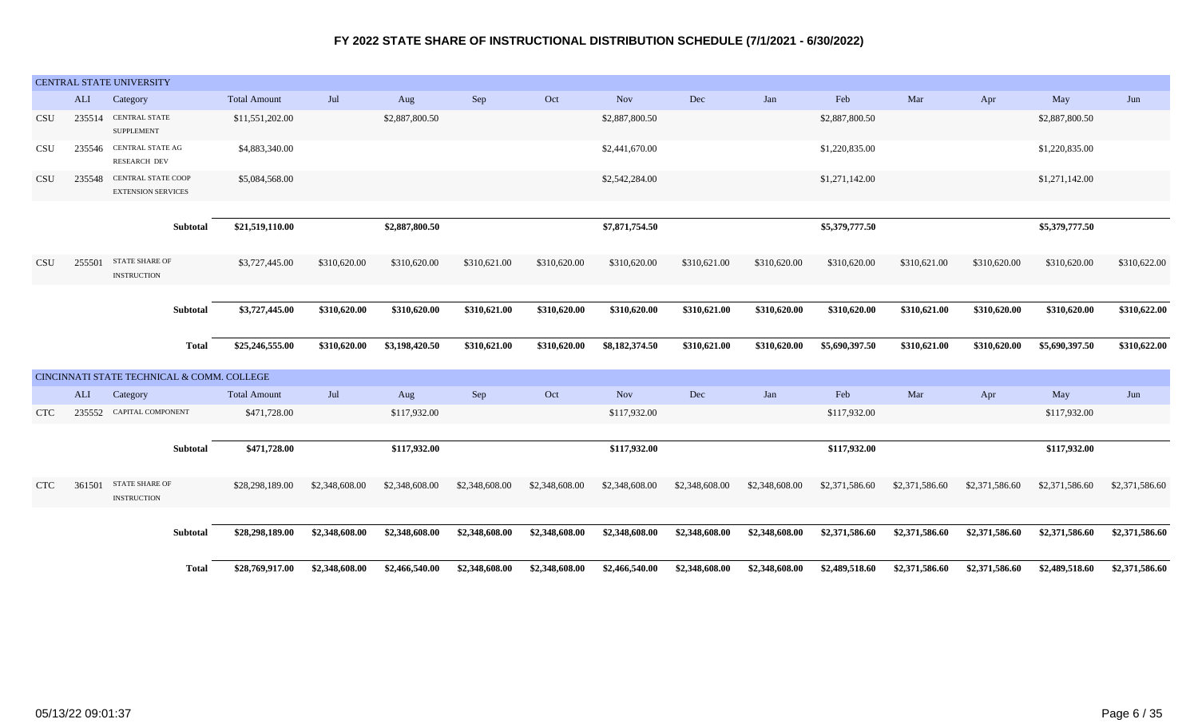# FY 2022 STATE SHARE OF INSTRUCTIONAL DISTRIBUTION SCHEDULE (7/1/2021 - 6/30/2022)

## CENTRAL STATE UNIVERSITY

| | ALI | Category | Total Amount | Jul | Aug | Sep | Oct | Nov | Dec | Jan | Feb | Mar | Apr | May | Jun |
|---|---|---|---|---|---|---|---|---|---|---|---|---|---|---|---|
| CSU | 235514 | CENTRAL STATE SUPPLEMENT | $11,551,202.00 | | $2,887,800.50 | | | $2,887,800.50 | | | $2,887,800.50 | | | $2,887,800.50 | |
| CSU | 235546 | CENTRAL STATE AG RESEARCH DEV | $4,883,340.00 | | | | | $2,441,670.00 | | | $1,220,835.00 | | | $1,220,835.00 | |
| CSU | 235548 | CENTRAL STATE COOP EXTENSION SERVICES | $5,084,568.00 | | | | | $2,542,284.00 | | | $1,271,142.00 | | | $1,271,142.00 | |
| | | **Subtotal** | **$21,519,110.00** | | **$2,887,800.50** | | | **$7,871,754.50** | | | **$5,379,777.50** | | | **$5,379,777.50** | |
| CSU | 255501 | STATE SHARE OF INSTRUCTION | $3,727,445.00 | $310,620.00 | $310,620.00 | $310,621.00 | $310,620.00 | $310,620.00 | $310,621.00 | $310,620.00 | $310,620.00 | $310,621.00 | $310,620.00 | $310,620.00 | $310,622.00 |
| | | **Subtotal** | **$3,727,445.00** | **$310,620.00** | **$310,620.00** | **$310,621.00** | **$310,620.00** | **$310,620.00** | **$310,621.00** | **$310,620.00** | **$310,620.00** | **$310,621.00** | **$310,620.00** | **$310,620.00** | **$310,622.00** |
| | | **Total** | **$25,246,555.00** | **$310,620.00** | **$3,198,420.50** | **$310,621.00** | **$310,620.00** | **$8,182,374.50** | **$310,621.00** | **$310,620.00** | **$5,690,397.50** | **$310,621.00** | **$310,620.00** | **$5,690,397.50** | **$310,622.00** |

## CINCINNATI STATE TECHNICAL & COMM. COLLEGE

| | ALI | Category | Total Amount | Jul | Aug | Sep | Oct | Nov | Dec | Jan | Feb | Mar | Apr | May | Jun |
|---|---|---|---|---|---|---|---|---|---|---|---|---|---|---|---|
| CTC | 235552 | CAPITAL COMPONENT | $471,728.00 | | $117,932.00 | | | $117,932.00 | | | $117,932.00 | | | $117,932.00 | |
| | | **Subtotal** | **$471,728.00** | | **$117,932.00** | | | **$117,932.00** | | | **$117,932.00** | | | **$117,932.00** | |
| CTC | 361501 | STATE SHARE OF INSTRUCTION | $28,298,189.00 | $2,348,608.00 | $2,348,608.00 | $2,348,608.00 | $2,348,608.00 | $2,348,608.00 | $2,348,608.00 | $2,348,608.00 | $2,371,586.60 | $2,371,586.60 | $2,371,586.60 | $2,371,586.60 | $2,371,586.60 |
| | | **Subtotal** | **$28,298,189.00** | **$2,348,608.00** | **$2,348,608.00** | **$2,348,608.00** | **$2,348,608.00** | **$2,348,608.00** | **$2,348,608.00** | **$2,348,608.00** | **$2,371,586.60** | **$2,371,586.60** | **$2,371,586.60** | **$2,371,586.60** | **$2,371,586.60** |
| | | **Total** | **$28,769,917.00** | **$2,348,608.00** | **$2,466,540.00** | **$2,348,608.00** | **$2,348,608.00** | **$2,466,540.00** | **$2,348,608.00** | **$2,348,608.00** | **$2,489,518.60** | **$2,371,586.60** | **$2,371,586.60** | **$2,489,518.60** | **$2,371,586.60** |

05/13/22 09:01:37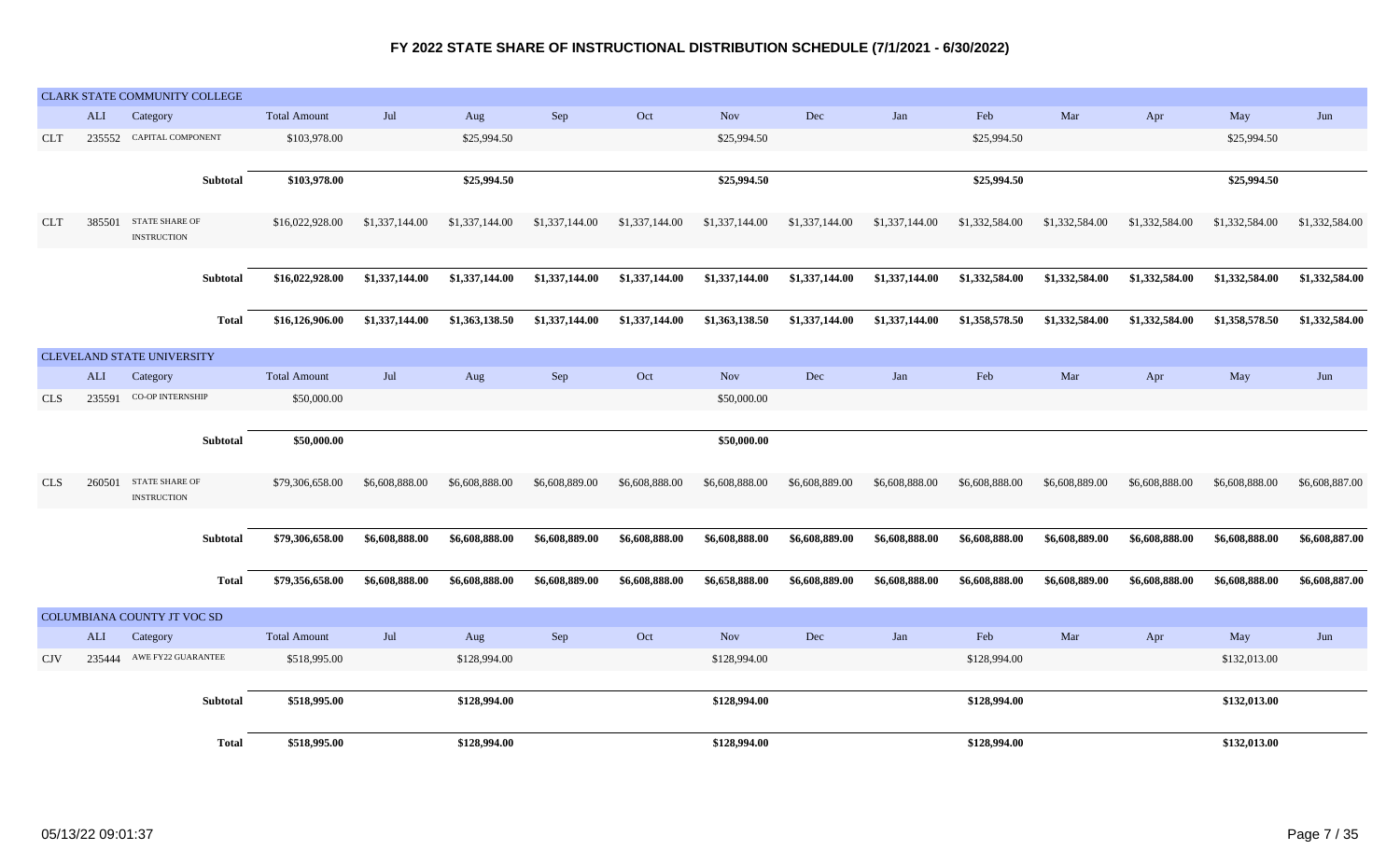# FY 2022 STATE SHARE OF INSTRUCTIONAL DISTRIBUTION SCHEDULE (7/1/2021 - 6/30/2022)

## CLARK STATE COMMUNITY COLLEGE

| | ALI | Category | Total Amount | Jul | Aug | Sep | Oct | Nov | Dec | Jan | Feb | Mar | Apr | May | Jun |
|---|---|---|---|---|---|---|---|---|---|---|---|---|---|---|---|
| CLT | 235552 | CAPITAL COMPONENT | $103,978.00 | | $25,994.50 | | | $25,994.50 | | | $25,994.50 | | | $25,994.50 | |
| | | **Subtotal** | **$103,978.00** | | **$25,994.50** | | | **$25,994.50** | | | **$25,994.50** | | | **$25,994.50** | |
| CLT | 385501 | STATE SHARE OF INSTRUCTION | $16,022,928.00 | $1,337,144.00 | $1,337,144.00 | $1,337,144.00 | $1,337,144.00 | $1,337,144.00 | $1,337,144.00 | $1,337,144.00 | $1,332,584.00 | $1,332,584.00 | $1,332,584.00 | $1,332,584.00 | $1,332,584.00 |
| | | **Subtotal** | **$16,022,928.00** | **$1,337,144.00** | **$1,337,144.00** | **$1,337,144.00** | **$1,337,144.00** | **$1,337,144.00** | **$1,337,144.00** | **$1,337,144.00** | **$1,332,584.00** | **$1,332,584.00** | **$1,332,584.00** | **$1,332,584.00** | **$1,332,584.00** |
| | | **Total** | **$16,126,906.00** | **$1,337,144.00** | **$1,363,138.50** | **$1,337,144.00** | **$1,337,144.00** | **$1,363,138.50** | **$1,337,144.00** | **$1,337,144.00** | **$1,358,578.50** | **$1,332,584.00** | **$1,332,584.00** | **$1,358,578.50** | **$1,332,584.00** |

## CLEVELAND STATE UNIVERSITY

| | ALI | Category | Total Amount | Jul | Aug | Sep | Oct | Nov | Dec | Jan | Feb | Mar | Apr | May | Jun |
|---|---|---|---|---|---|---|---|---|---|---|---|---|---|---|---|
| CLS | 235591 | CO-OP INTERNSHIP | $50,000.00 | | | | | $50,000.00 | | | | | | | |
| | | **Subtotal** | **$50,000.00** | | | | | **$50,000.00** | | | | | | | |
| CLS | 260501 | STATE SHARE OF INSTRUCTION | $79,306,658.00 | $6,608,888.00 | $6,608,888.00 | $6,608,889.00 | $6,608,888.00 | $6,608,888.00 | $6,608,889.00 | $6,608,888.00 | $6,608,888.00 | $6,608,889.00 | $6,608,888.00 | $6,608,888.00 | $6,608,887.00 |
| | | **Subtotal** | **$79,306,658.00** | **$6,608,888.00** | **$6,608,888.00** | **$6,608,889.00** | **$6,608,888.00** | **$6,608,888.00** | **$6,608,889.00** | **$6,608,888.00** | **$6,608,888.00** | **$6,608,889.00** | **$6,608,888.00** | **$6,608,888.00** | **$6,608,887.00** |
| | | **Total** | **$79,356,658.00** | **$6,608,888.00** | **$6,608,888.00** | **$6,608,889.00** | **$6,608,888.00** | **$6,658,888.00** | **$6,608,889.00** | **$6,608,888.00** | **$6,608,888.00** | **$6,608,889.00** | **$6,608,888.00** | **$6,608,888.00** | **$6,608,887.00** |

## COLUMBIANA COUNTY JT VOC SD

| | ALI | Category | Total Amount | Jul | Aug | Sep | Oct | Nov | Dec | Jan | Feb | Mar | Apr | May | Jun |
|---|---|---|---|---|---|---|---|---|---|---|---|---|---|---|---|
| CJV | 235444 | AWE FY22 GUARANTEE | $518,995.00 | | $128,994.00 | | | $128,994.00 | | | $128,994.00 | | | $132,013.00 | |
| | | **Subtotal** | **$518,995.00** | | **$128,994.00** | | | **$128,994.00** | | | **$128,994.00** | | | **$132,013.00** | |
| | | **Total** | **$518,995.00** | | **$128,994.00** | | | **$128,994.00** | | | **$128,994.00** | | | **$132,013.00** | |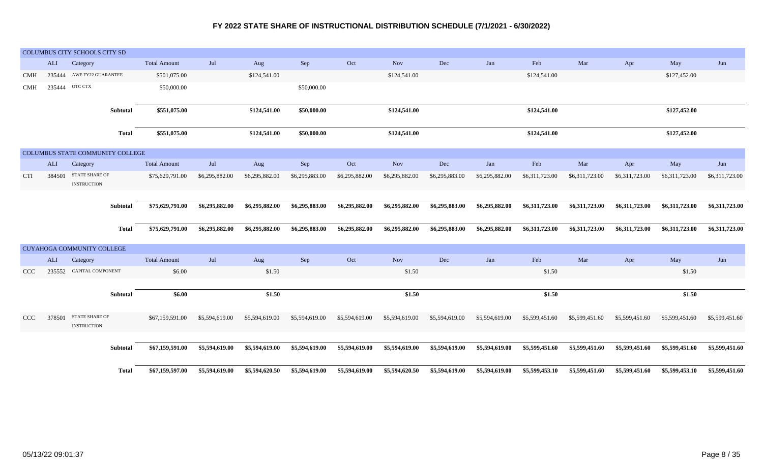# FY 2022 STATE SHARE OF INSTRUCTIONAL DISTRIBUTION SCHEDULE (7/1/2021 - 6/30/2022)

## COLUMBUS CITY SCHOOLS CITY SD

| | ALI | Category | Total Amount | Jul | Aug | Sep | Oct | Nov | Dec | Jan | Feb | Mar | Apr | May | Jun |
|---|---|---|---|---|---|---|---|---|---|---|---|---|---|---|---|
| CMH | 235444 | AWE FY22 GUARANTEE | $501,075.00 | | $124,541.00 | | | $124,541.00 | | | $124,541.00 | | | $127,452.00 | |
| CMH | 235444 | OTC CTX | $50,000.00 | | | $50,000.00 | | | | | | | | | |
| | | **Subtotal** | **$551,075.00** | | **$124,541.00** | **$50,000.00** | | **$124,541.00** | | | **$124,541.00** | | | **$127,452.00** | |
| | | **Total** | **$551,075.00** | | **$124,541.00** | **$50,000.00** | | **$124,541.00** | | | **$124,541.00** | | | **$127,452.00** | |

## COLUMBUS STATE COMMUNITY COLLEGE

| | ALI | Category | Total Amount | Jul | Aug | Sep | Oct | Nov | Dec | Jan | Feb | Mar | Apr | May | Jun |
|---|---|---|---|---|---|---|---|---|---|---|---|---|---|---|---|
| CTI | 384501 | STATE SHARE OF INSTRUCTION | $75,629,791.00 | $6,295,882.00 | $6,295,882.00 | $6,295,883.00 | $6,295,882.00 | $6,295,882.00 | $6,295,883.00 | $6,295,882.00 | $6,311,723.00 | $6,311,723.00 | $6,311,723.00 | $6,311,723.00 | $6,311,723.00 |
| | | **Subtotal** | **$75,629,791.00** | **$6,295,882.00** | **$6,295,882.00** | **$6,295,883.00** | **$6,295,882.00** | **$6,295,882.00** | **$6,295,883.00** | **$6,295,882.00** | **$6,311,723.00** | **$6,311,723.00** | **$6,311,723.00** | **$6,311,723.00** | **$6,311,723.00** |
| | | **Total** | **$75,629,791.00** | **$6,295,882.00** | **$6,295,882.00** | **$6,295,883.00** | **$6,295,882.00** | **$6,295,882.00** | **$6,295,883.00** | **$6,295,882.00** | **$6,311,723.00** | **$6,311,723.00** | **$6,311,723.00** | **$6,311,723.00** | **$6,311,723.00** |

## CUYAHOGA COMMUNITY COLLEGE

| | ALI | Category | Total Amount | Jul | Aug | Sep | Oct | Nov | Dec | Jan | Feb | Mar | Apr | May | Jun |
|---|---|---|---|---|---|---|---|---|---|---|---|---|---|---|---|
| CCC | 235552 | CAPITAL COMPONENT | $6.00 | | $1.50 | | | $1.50 | | | $1.50 | | | $1.50 | |
| | | **Subtotal** | **$6.00** | | **$1.50** | | | **$1.50** | | | **$1.50** | | | **$1.50** | |
| CCC | 378501 | STATE SHARE OF INSTRUCTION | $67,159,591.00 | $5,594,619.00 | $5,594,619.00 | $5,594,619.00 | $5,594,619.00 | $5,594,619.00 | $5,594,619.00 | $5,594,619.00 | $5,599,451.60 | $5,599,451.60 | $5,599,451.60 | $5,599,451.60 | $5,599,451.60 |
| | | **Subtotal** | **$67,159,591.00** | **$5,594,619.00** | **$5,594,619.00** | **$5,594,619.00** | **$5,594,619.00** | **$5,594,619.00** | **$5,594,619.00** | **$5,594,619.00** | **$5,599,451.60** | **$5,599,451.60** | **$5,599,451.60** | **$5,599,451.60** | **$5,599,451.60** |
| | | **Total** | **$67,159,597.00** | **$5,594,619.00** | **$5,594,620.50** | **$5,594,619.00** | **$5,594,619.00** | **$5,594,620.50** | **$5,594,619.00** | **$5,594,619.00** | **$5,599,453.10** | **$5,599,451.60** | **$5,599,451.60** | **$5,599,453.10** | **$5,599,451.60** |

05/13/22 09:01:37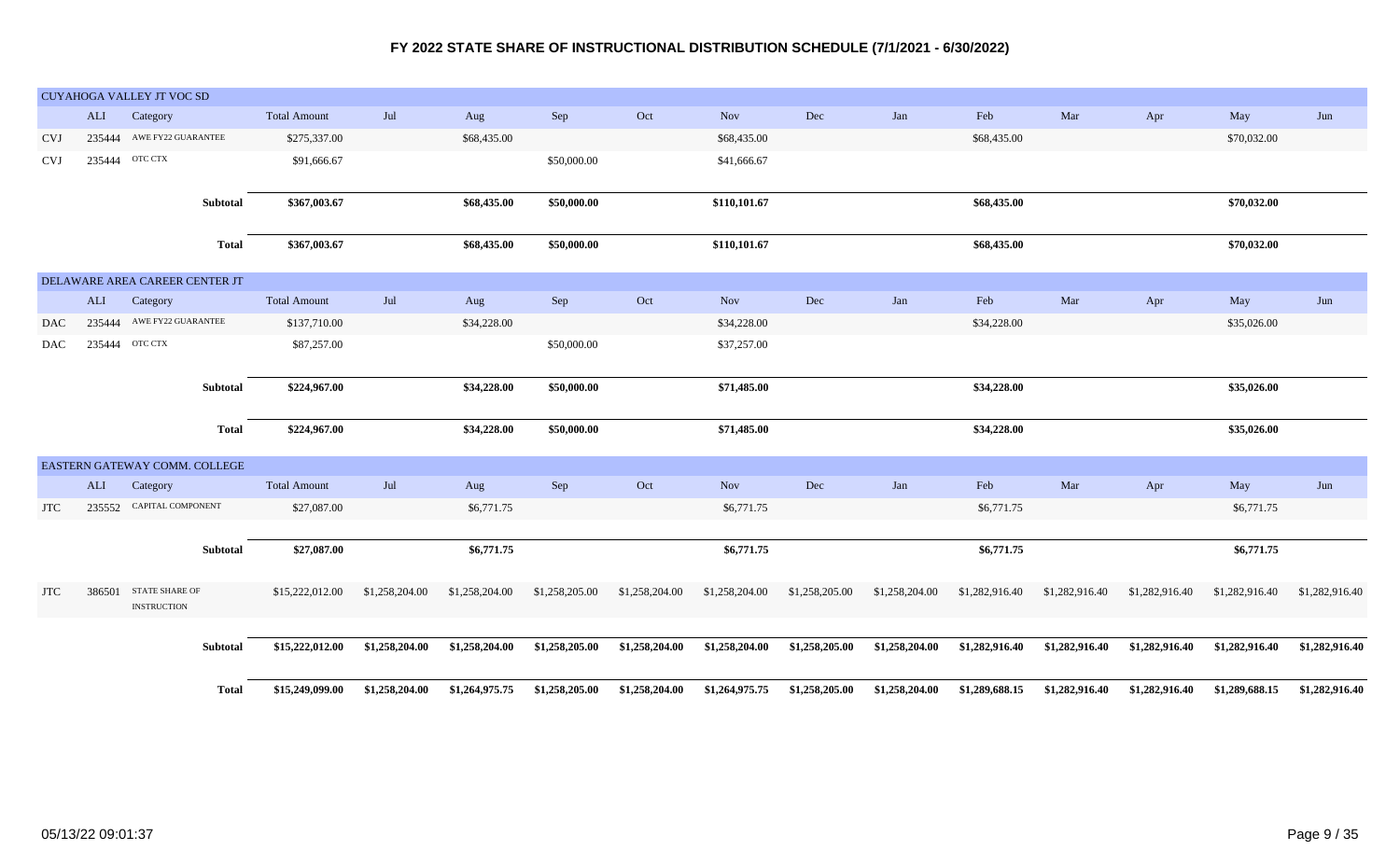# FY 2022 STATE SHARE OF INSTRUCTIONAL DISTRIBUTION SCHEDULE (7/1/2021 - 6/30/2022)

## CUYAHOGA VALLEY JT VOC SD

| | ALI | Category | Total Amount | Jul | Aug | Sep | Oct | Nov | Dec | Jan | Feb | Mar | Apr | May | Jun |
|---|---|---|---|---|---|---|---|---|---|---|---|---|---|---|---|
| CVJ | 235444 | AWE FY22 GUARANTEE | $275,337.00 | | $68,435.00 | | | $68,435.00 | | | $68,435.00 | | | $70,032.00 | |
| CVJ | 235444 | OTC CTX | $91,666.67 | | | $50,000.00 | | $41,666.67 | | | | | | | |
| | | **Subtotal** | **$367,003.67** | | **$68,435.00** | **$50,000.00** | | **$110,101.67** | | | **$68,435.00** | | | **$70,032.00** | |
| | | **Total** | **$367,003.67** | | **$68,435.00** | **$50,000.00** | | **$110,101.67** | | | **$68,435.00** | | | **$70,032.00** | |

## DELAWARE AREA CAREER CENTER JT

| | ALI | Category | Total Amount | Jul | Aug | Sep | Oct | Nov | Dec | Jan | Feb | Mar | Apr | May | Jun |
|---|---|---|---|---|---|---|---|---|---|---|---|---|---|---|---|
| DAC | 235444 | AWE FY22 GUARANTEE | $137,710.00 | | $34,228.00 | | | $34,228.00 | | | $34,228.00 | | | $35,026.00 | |
| DAC | 235444 | OTC CTX | $87,257.00 | | | $50,000.00 | | $37,257.00 | | | | | | | |
| | | **Subtotal** | **$224,967.00** | | **$34,228.00** | **$50,000.00** | | **$71,485.00** | | | **$34,228.00** | | | **$35,026.00** | |
| | | **Total** | **$224,967.00** | | **$34,228.00** | **$50,000.00** | | **$71,485.00** | | | **$34,228.00** | | | **$35,026.00** | |

## EASTERN GATEWAY COMM. COLLEGE

| | ALI | Category | Total Amount | Jul | Aug | Sep | Oct | Nov | Dec | Jan | Feb | Mar | Apr | May | Jun |
|---|---|---|---|---|---|---|---|---|---|---|---|---|---|---|---|
| JTC | 235552 | CAPITAL COMPONENT | $27,087.00 | | $6,771.75 | | | $6,771.75 | | | $6,771.75 | | | $6,771.75 | |
| | | **Subtotal** | **$27,087.00** | | **$6,771.75** | | | **$6,771.75** | | | **$6,771.75** | | | **$6,771.75** | |
| JTC | 386501 | STATE SHARE OF INSTRUCTION | $15,222,012.00 | $1,258,204.00 | $1,258,204.00 | $1,258,205.00 | $1,258,204.00 | $1,258,204.00 | $1,258,205.00 | $1,258,204.00 | $1,282,916.40 | $1,282,916.40 | $1,282,916.40 | $1,282,916.40 | $1,282,916.40 |
| | | **Subtotal** | **$15,222,012.00** | **$1,258,204.00** | **$1,258,204.00** | **$1,258,205.00** | **$1,258,204.00** | **$1,258,204.00** | **$1,258,205.00** | **$1,258,204.00** | **$1,282,916.40** | **$1,282,916.40** | **$1,282,916.40** | **$1,282,916.40** | **$1,282,916.40** |
| | | **Total** | **$15,249,099.00** | **$1,258,204.00** | **$1,264,975.75** | **$1,258,205.00** | **$1,258,204.00** | **$1,264,975.75** | **$1,258,205.00** | **$1,258,204.00** | **$1,289,688.15** | **$1,282,916.40** | **$1,282,916.40** | **$1,289,688.15** | **$1,282,916.40** |

05/13/22 09:01:37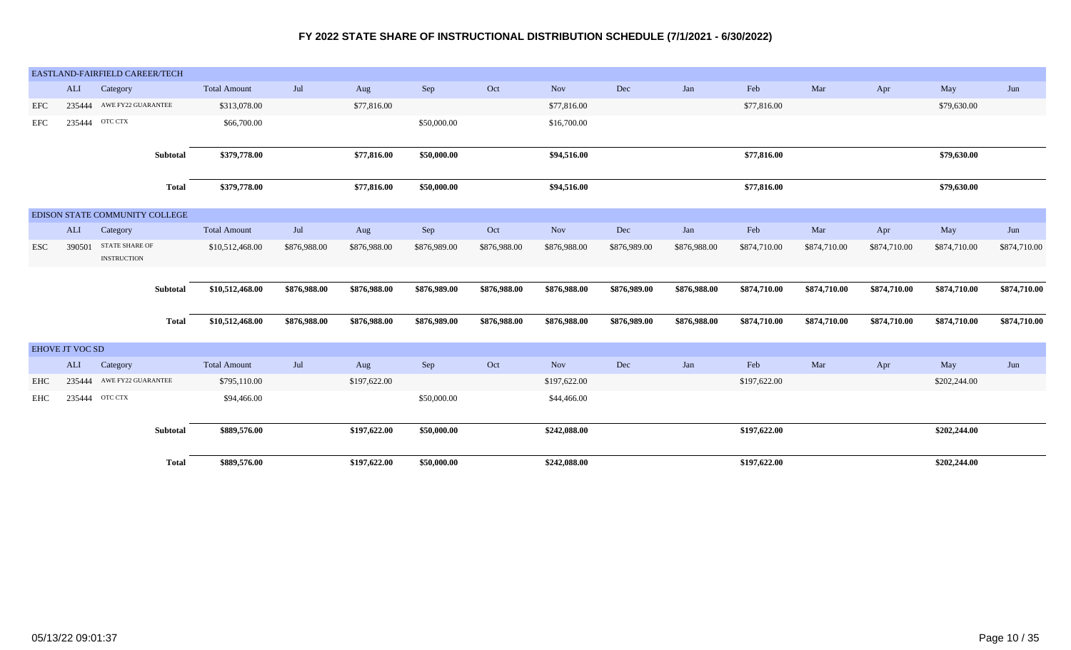# FY 2022 STATE SHARE OF INSTRUCTIONAL DISTRIBUTION SCHEDULE (7/1/2021 - 6/30/2022)

## EASTLAND-FAIRFIELD CAREER/TECH

| | ALI | Category | Total Amount | Jul | Aug | Sep | Oct | Nov | Dec | Jan | Feb | Mar | Apr | May | Jun |
|---|---|---|---|---|---|---|---|---|---|---|---|---|---|---|---|
| EFC | 235444 | AWE FY22 GUARANTEE | $313,078.00 | | $77,816.00 | | | $77,816.00 | | | $77,816.00 | | | $79,630.00 | |
| EFC | 235444 | OTC CTX | $66,700.00 | | | $50,000.00 | | $16,700.00 | | | | | | | |
| | | **Subtotal** | **$379,778.00** | | **$77,816.00** | **$50,000.00** | | **$94,516.00** | | | **$77,816.00** | | | **$79,630.00** | |
| | | **Total** | **$379,778.00** | | **$77,816.00** | **$50,000.00** | | **$94,516.00** | | | **$77,816.00** | | | **$79,630.00** | |

## EDISON STATE COMMUNITY COLLEGE

| | ALI | Category | Total Amount | Jul | Aug | Sep | Oct | Nov | Dec | Jan | Feb | Mar | Apr | May | Jun |
|---|---|---|---|---|---|---|---|---|---|---|---|---|---|---|---|
| ESC | 390501 | STATE SHARE OF INSTRUCTION | $10,512,468.00 | $876,988.00 | $876,988.00 | $876,989.00 | $876,988.00 | $876,988.00 | $876,989.00 | $876,988.00 | $874,710.00 | $874,710.00 | $874,710.00 | $874,710.00 | $874,710.00 |
| | | **Subtotal** | **$10,512,468.00** | **$876,988.00** | **$876,988.00** | **$876,989.00** | **$876,988.00** | **$876,988.00** | **$876,989.00** | **$876,988.00** | **$874,710.00** | **$874,710.00** | **$874,710.00** | **$874,710.00** | **$874,710.00** |
| | | **Total** | **$10,512,468.00** | **$876,988.00** | **$876,988.00** | **$876,989.00** | **$876,988.00** | **$876,988.00** | **$876,989.00** | **$876,988.00** | **$874,710.00** | **$874,710.00** | **$874,710.00** | **$874,710.00** | **$874,710.00** |

## EHOVE JT VOC SD

| | ALI | Category | Total Amount | Jul | Aug | Sep | Oct | Nov | Dec | Jan | Feb | Mar | Apr | May | Jun |
|---|---|---|---|---|---|---|---|---|---|---|---|---|---|---|---|
| EHC | 235444 | AWE FY22 GUARANTEE | $795,110.00 | | $197,622.00 | | | $197,622.00 | | | $197,622.00 | | | $202,244.00 | |
| EHC | 235444 | OTC CTX | $94,466.00 | | | $50,000.00 | | $44,466.00 | | | | | | | |
| | | **Subtotal** | **$889,576.00** | | **$197,622.00** | **$50,000.00** | | **$242,088.00** | | | **$197,622.00** | | | **$202,244.00** | |
| | | **Total** | **$889,576.00** | | **$197,622.00** | **$50,000.00** | | **$242,088.00** | | | **$197,622.00** | | | **$202,244.00** | |

05/13/22 09:01:37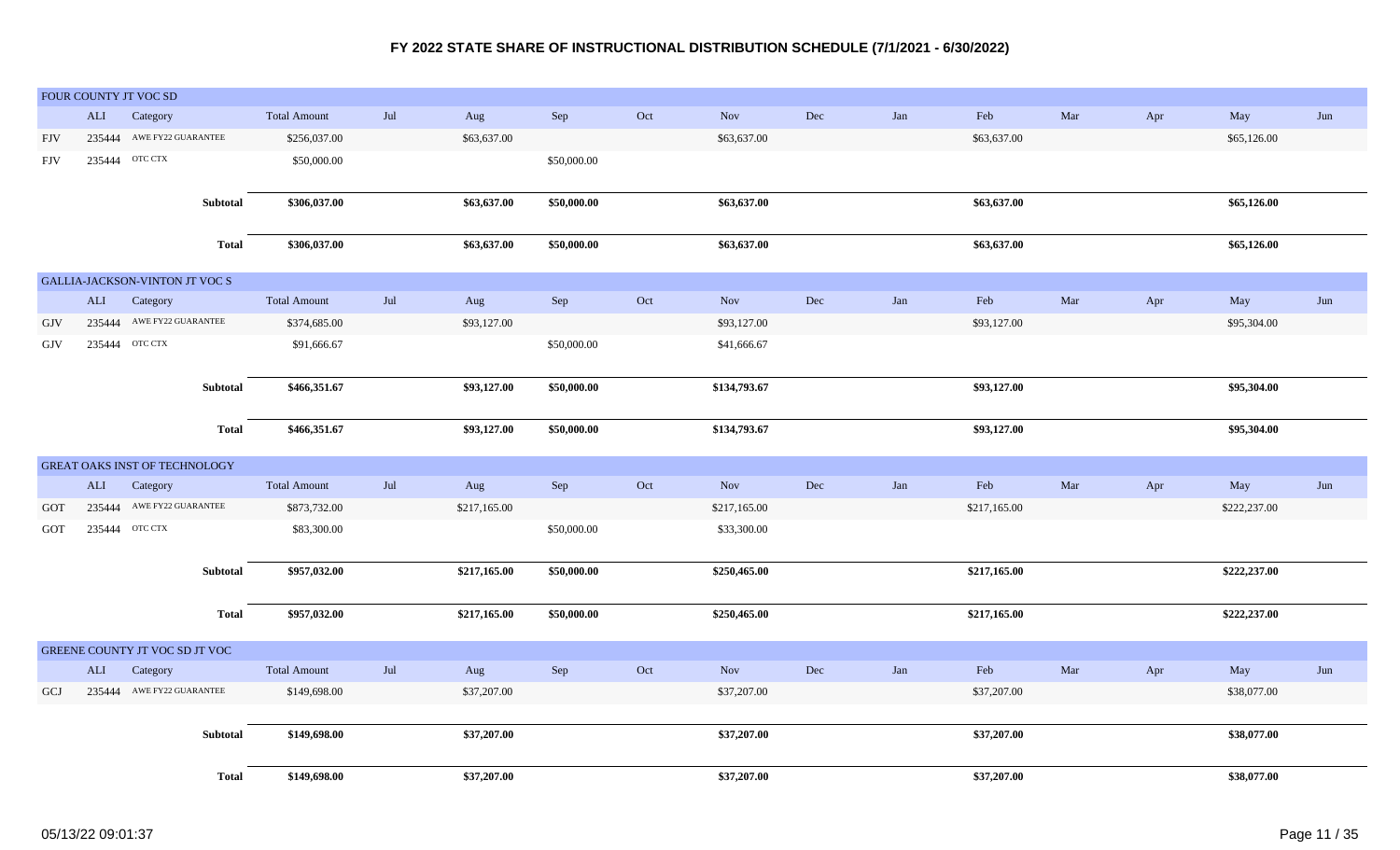# FY 2022 STATE SHARE OF INSTRUCTIONAL DISTRIBUTION SCHEDULE (7/1/2021 - 6/30/2022)

## FOUR COUNTY JT VOC SD

| | ALI | Category | Total Amount | Jul | Aug | Sep | Oct | Nov | Dec | Jan | Feb | Mar | Apr | May | Jun |
|---|---|---|---|---|---|---|---|---|---|---|---|---|---|---|---|
| FJV | 235444 | AWE FY22 GUARANTEE | $256,037.00 | | $63,637.00 | | | $63,637.00 | | | $63,637.00 | | | $65,126.00 | |
| FJV | 235444 | OTC CTX | $50,000.00 | | | $50,000.00 | | | | | | | | | |
| | | **Subtotal** | **$306,037.00** | | **$63,637.00** | **$50,000.00** | | **$63,637.00** | | | **$63,637.00** | | | **$65,126.00** | |
| | | **Total** | **$306,037.00** | | **$63,637.00** | **$50,000.00** | | **$63,637.00** | | | **$63,637.00** | | | **$65,126.00** | |

## GALLIA-JACKSON-VINTON JT VOC S

| | ALI | Category | Total Amount | Jul | Aug | Sep | Oct | Nov | Dec | Jan | Feb | Mar | Apr | May | Jun |
|---|---|---|---|---|---|---|---|---|---|---|---|---|---|---|---|
| GJV | 235444 | AWE FY22 GUARANTEE | $374,685.00 | | $93,127.00 | | | $93,127.00 | | | $93,127.00 | | | $95,304.00 | |
| GJV | 235444 | OTC CTX | $91,666.67 | | | $50,000.00 | | $41,666.67 | | | | | | | |
| | | **Subtotal** | **$466,351.67** | | **$93,127.00** | **$50,000.00** | | **$134,793.67** | | | **$93,127.00** | | | **$95,304.00** | |
| | | **Total** | **$466,351.67** | | **$93,127.00** | **$50,000.00** | | **$134,793.67** | | | **$93,127.00** | | | **$95,304.00** | |

## GREAT OAKS INST OF TECHNOLOGY

| | ALI | Category | Total Amount | Jul | Aug | Sep | Oct | Nov | Dec | Jan | Feb | Mar | Apr | May | Jun |
|---|---|---|---|---|---|---|---|---|---|---|---|---|---|---|---|
| GOT | 235444 | AWE FY22 GUARANTEE | $873,732.00 | | $217,165.00 | | | $217,165.00 | | | $217,165.00 | | | $222,237.00 | |
| GOT | 235444 | OTC CTX | $83,300.00 | | | $50,000.00 | | $33,300.00 | | | | | | | |
| | | **Subtotal** | **$957,032.00** | | **$217,165.00** | **$50,000.00** | | **$250,465.00** | | | **$217,165.00** | | | **$222,237.00** | |
| | | **Total** | **$957,032.00** | | **$217,165.00** | **$50,000.00** | | **$250,465.00** | | | **$217,165.00** | | | **$222,237.00** | |

## GREENE COUNTY JT VOC SD JT VOC

| | ALI | Category | Total Amount | Jul | Aug | Sep | Oct | Nov | Dec | Jan | Feb | Mar | Apr | May | Jun |
|---|---|---|---|---|---|---|---|---|---|---|---|---|---|---|---|
| GCJ | 235444 | AWE FY22 GUARANTEE | $149,698.00 | | $37,207.00 | | | $37,207.00 | | | $37,207.00 | | | $38,077.00 | |
| | | **Subtotal** | **$149,698.00** | | **$37,207.00** | | | **$37,207.00** | | | **$37,207.00** | | | **$38,077.00** | |
| | | **Total** | **$149,698.00** | | **$37,207.00** | | | **$37,207.00** | | | **$37,207.00** | | | **$38,077.00** | |

05/13/22 09:01:37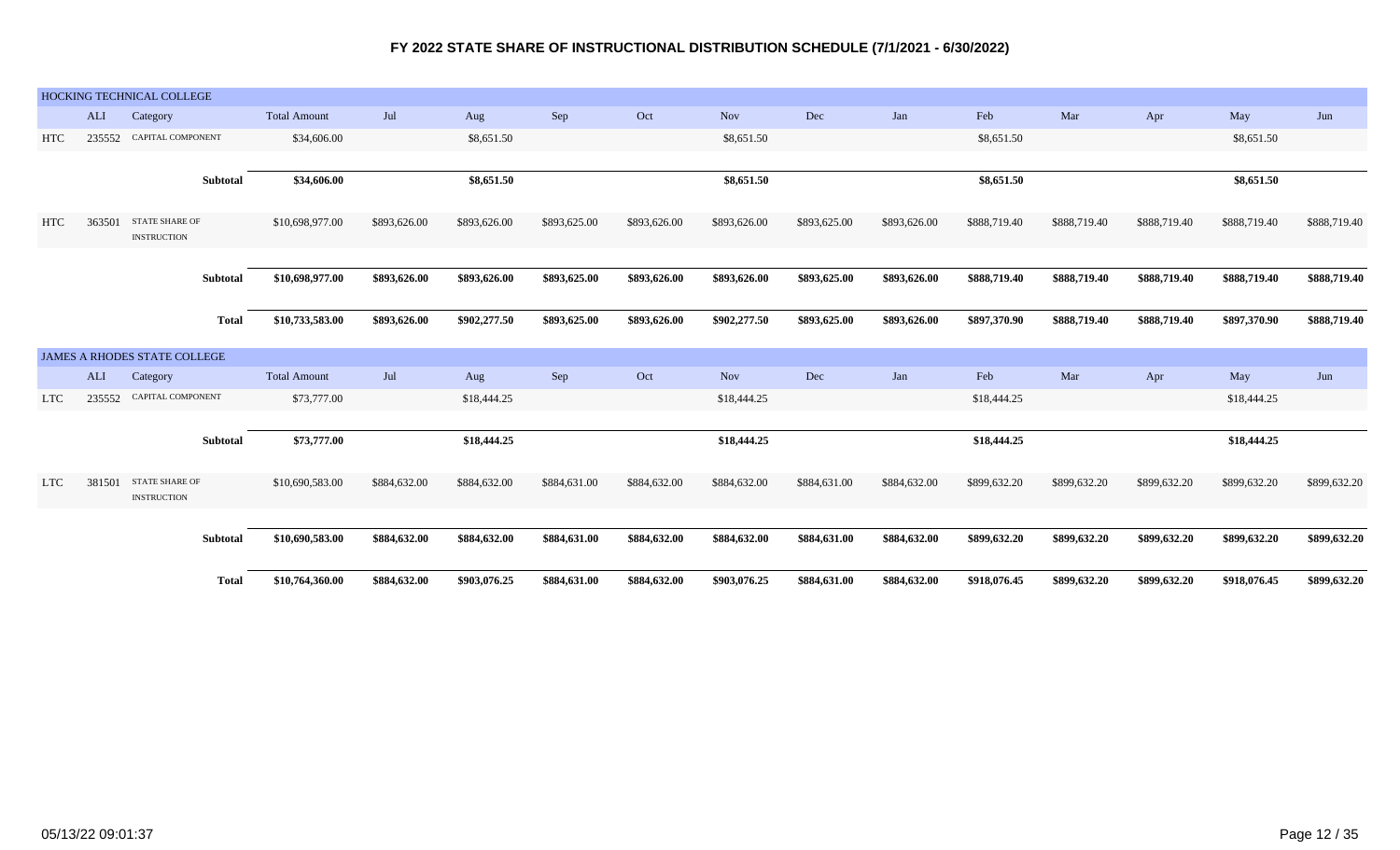# FY 2022 STATE SHARE OF INSTRUCTIONAL DISTRIBUTION SCHEDULE (7/1/2021 - 6/30/2022)

| HOCKING TECHNICAL COLLEGE | | | | | | | | | | | | | | | |
|---|---|---|---|---|---|---|---|---|---|---|---|---|---|---|---|
| | ALI | Category | Total Amount | Jul | Aug | Sep | Oct | Nov | Dec | Jan | Feb | Mar | Apr | May | Jun |
| HTC | 235552 | CAPITAL COMPONENT | $34,606.00 | | $8,651.50 | | | $8,651.50 | | | $8,651.50 | | | $8,651.50 | |
| | | **Subtotal** | **$34,606.00** | | **$8,651.50** | | | **$8,651.50** | | | **$8,651.50** | | | **$8,651.50** | |
| HTC | 363501 | STATE SHARE OF INSTRUCTION | $10,698,977.00 | $893,626.00 | $893,626.00 | $893,625.00 | $893,626.00 | $893,626.00 | $893,625.00 | $893,626.00 | $888,719.40 | $888,719.40 | $888,719.40 | $888,719.40 | $888,719.40 |
| | | **Subtotal** | **$10,698,977.00** | **$893,626.00** | **$893,626.00** | **$893,625.00** | **$893,626.00** | **$893,626.00** | **$893,625.00** | **$893,626.00** | **$888,719.40** | **$888,719.40** | **$888,719.40** | **$888,719.40** | **$888,719.40** |
| | | **Total** | **$10,733,583.00** | **$893,626.00** | **$902,277.50** | **$893,625.00** | **$893,626.00** | **$902,277.50** | **$893,625.00** | **$893,626.00** | **$897,370.90** | **$888,719.40** | **$888,719.40** | **$897,370.90** | **$888,719.40** |

| JAMES A RHODES STATE COLLEGE | | | | | | | | | | | | | | | |
|---|---|---|---|---|---|---|---|---|---|---|---|---|---|---|---|
| | ALI | Category | Total Amount | Jul | Aug | Sep | Oct | Nov | Dec | Jan | Feb | Mar | Apr | May | Jun |
| LTC | 235552 | CAPITAL COMPONENT | $73,777.00 | | $18,444.25 | | | $18,444.25 | | | $18,444.25 | | | $18,444.25 | |
| | | **Subtotal** | **$73,777.00** | | **$18,444.25** | | | **$18,444.25** | | | **$18,444.25** | | | **$18,444.25** | |
| LTC | 381501 | STATE SHARE OF INSTRUCTION | $10,690,583.00 | $884,632.00 | $884,632.00 | $884,631.00 | $884,632.00 | $884,632.00 | $884,631.00 | $884,632.00 | $899,632.20 | $899,632.20 | $899,632.20 | $899,632.20 | $899,632.20 |
| | | **Subtotal** | **$10,690,583.00** | **$884,632.00** | **$884,632.00** | **$884,631.00** | **$884,632.00** | **$884,632.00** | **$884,631.00** | **$884,632.00** | **$899,632.20** | **$899,632.20** | **$899,632.20** | **$899,632.20** | **$899,632.20** |
| | | **Total** | **$10,764,360.00** | **$884,632.00** | **$903,076.25** | **$884,631.00** | **$884,632.00** | **$903,076.25** | **$884,631.00** | **$884,632.00** | **$918,076.45** | **$899,632.20** | **$899,632.20** | **$918,076.45** | **$899,632.20** |

05/13/22 09:01:37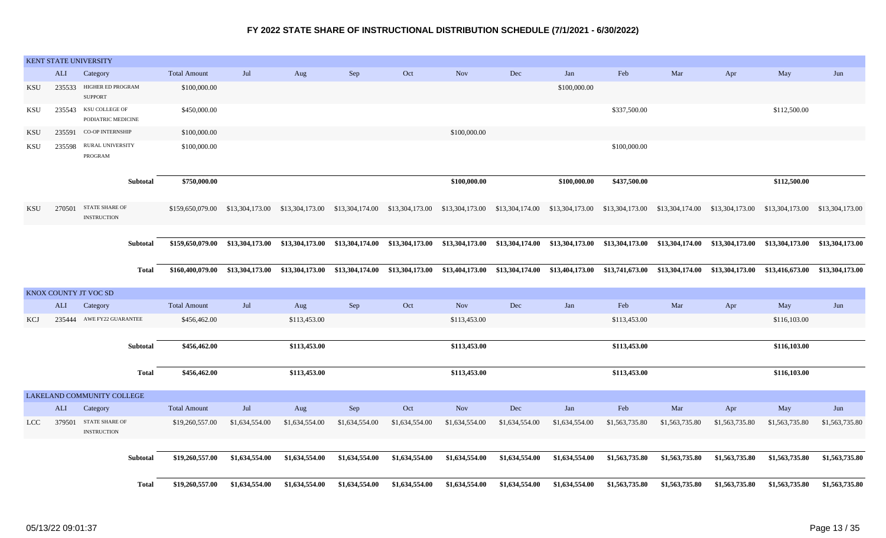# FY 2022 STATE SHARE OF INSTRUCTIONAL DISTRIBUTION SCHEDULE (7/1/2021 - 6/30/2022)

## KENT STATE UNIVERSITY

| | ALI | Category | Total Amount | Jul | Aug | Sep | Oct | Nov | Dec | Jan | Feb | Mar | Apr | May | Jun |
|---|---|---|---|---|---|---|---|---|---|---|---|---|---|---|---|
| KSU | 235533 | HIGHER ED PROGRAM SUPPORT | $100,000.00 | | | | | | | $100,000.00 | | | | | |
| KSU | 235543 | KSU COLLEGE OF PODIATRIC MEDICINE | $450,000.00 | | | | | | | | $337,500.00 | | | $112,500.00 | |
| KSU | 235591 | CO-OP INTERNSHIP | $100,000.00 | | | | | $100,000.00 | | | | | | | |
| KSU | 235598 | RURAL UNIVERSITY PROGRAM | $100,000.00 | | | | | | | | $100,000.00 | | | | |
| | | **Subtotal** | **$750,000.00** | | | | | **$100,000.00** | | **$100,000.00** | **$437,500.00** | | | **$112,500.00** | |
| KSU | 270501 | STATE SHARE OF INSTRUCTION | $159,650,079.00 | $13,304,173.00 | $13,304,173.00 | $13,304,174.00 | $13,304,173.00 | $13,304,173.00 | $13,304,174.00 | $13,304,173.00 | $13,304,173.00 | $13,304,174.00 | $13,304,173.00 | $13,304,173.00 | $13,304,173.00 |
| | | **Subtotal** | **$159,650,079.00** | **$13,304,173.00** | **$13,304,173.00** | **$13,304,174.00** | **$13,304,173.00** | **$13,304,173.00** | **$13,304,174.00** | **$13,304,173.00** | **$13,304,173.00** | **$13,304,174.00** | **$13,304,173.00** | **$13,304,173.00** | **$13,304,173.00** |
| | | **Total** | **$160,400,079.00** | **$13,304,173.00** | **$13,304,173.00** | **$13,304,174.00** | **$13,304,173.00** | **$13,404,173.00** | **$13,304,174.00** | **$13,404,173.00** | **$13,741,673.00** | **$13,304,174.00** | **$13,304,173.00** | **$13,416,673.00** | **$13,304,173.00** |

## KNOX COUNTY JT VOC SD

| | ALI | Category | Total Amount | Jul | Aug | Sep | Oct | Nov | Dec | Jan | Feb | Mar | Apr | May | Jun |
|---|---|---|---|---|---|---|---|---|---|---|---|---|---|---|---|
| KCJ | 235444 | AWE FY22 GUARANTEE | $456,462.00 | | $113,453.00 | | | $113,453.00 | | | $113,453.00 | | | $116,103.00 | |
| | | **Subtotal** | **$456,462.00** | | **$113,453.00** | | | **$113,453.00** | | | **$113,453.00** | | | **$116,103.00** | |
| | | **Total** | **$456,462.00** | | **$113,453.00** | | | **$113,453.00** | | | **$113,453.00** | | | **$116,103.00** | |

## LAKELAND COMMUNITY COLLEGE

| | ALI | Category | Total Amount | Jul | Aug | Sep | Oct | Nov | Dec | Jan | Feb | Mar | Apr | May | Jun |
|---|---|---|---|---|---|---|---|---|---|---|---|---|---|---|---|
| LCC | 379501 | STATE SHARE OF INSTRUCTION | $19,260,557.00 | $1,634,554.00 | $1,634,554.00 | $1,634,554.00 | $1,634,554.00 | $1,634,554.00 | $1,634,554.00 | $1,634,554.00 | $1,563,735.80 | $1,563,735.80 | $1,563,735.80 | $1,563,735.80 | $1,563,735.80 |
| | | **Subtotal** | **$19,260,557.00** | **$1,634,554.00** | **$1,634,554.00** | **$1,634,554.00** | **$1,634,554.00** | **$1,634,554.00** | **$1,634,554.00** | **$1,634,554.00** | **$1,563,735.80** | **$1,563,735.80** | **$1,563,735.80** | **$1,563,735.80** | **$1,563,735.80** |
| | | **Total** | **$19,260,557.00** | **$1,634,554.00** | **$1,634,554.00** | **$1,634,554.00** | **$1,634,554.00** | **$1,634,554.00** | **$1,634,554.00** | **$1,634,554.00** | **$1,563,735.80** | **$1,563,735.80** | **$1,563,735.80** | **$1,563,735.80** | **$1,563,735.80** |

05/13/22 09:01:37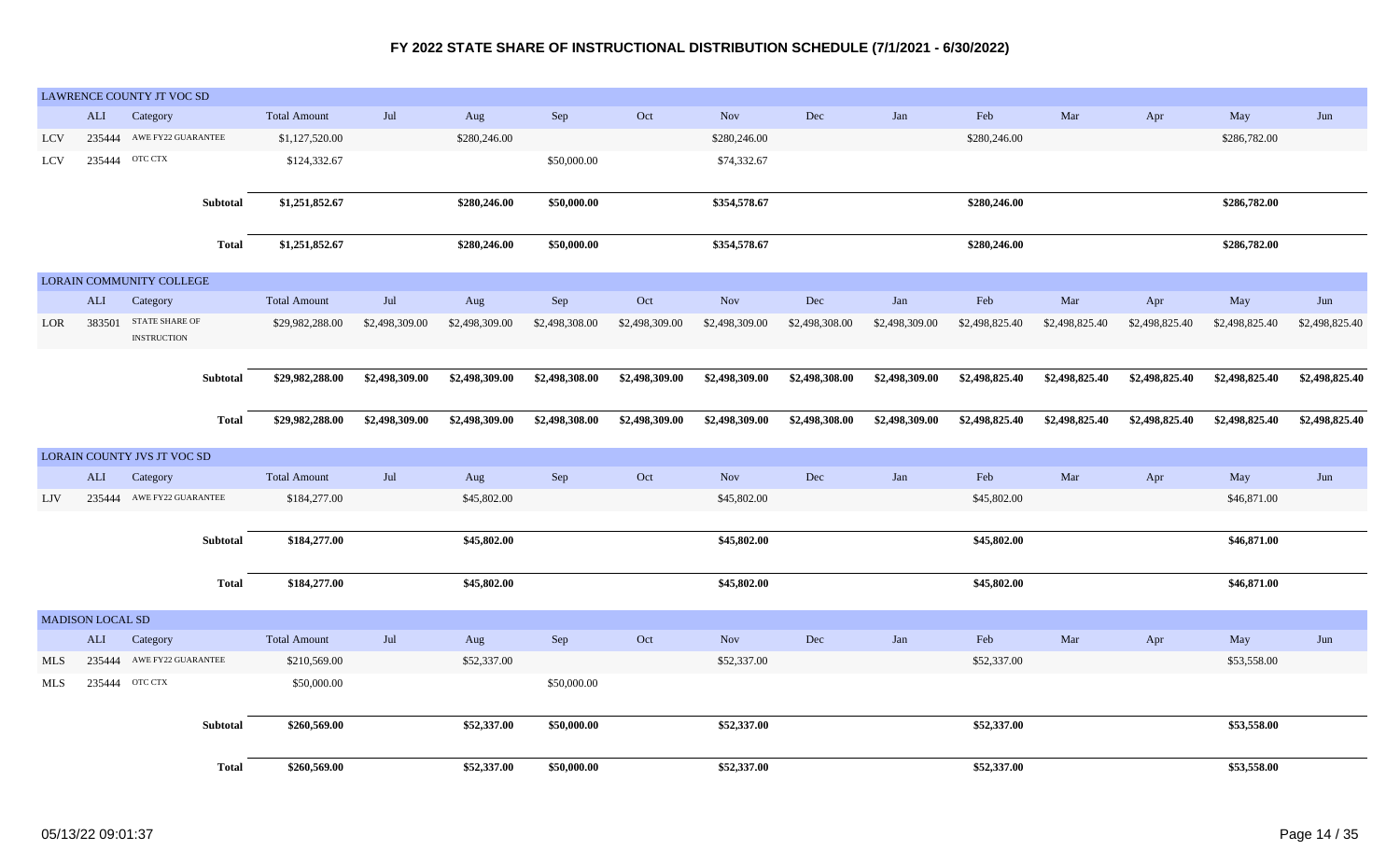# FY 2022 STATE SHARE OF INSTRUCTIONAL DISTRIBUTION SCHEDULE (7/1/2021 - 6/30/2022)

## LAWRENCE COUNTY JT VOC SD

| | ALI | Category | Total Amount | Jul | Aug | Sep | Oct | Nov | Dec | Jan | Feb | Mar | Apr | May | Jun |
|---|---|---|---|---|---|---|---|---|---|---|---|---|---|---|---|
| LCV | 235444 | AWE FY22 GUARANTEE | $1,127,520.00 | | $280,246.00 | | | $280,246.00 | | | $280,246.00 | | | $286,782.00 | |
| LCV | 235444 | OTC CTX | $124,332.67 | | | $50,000.00 | | $74,332.67 | | | | | | | |
| | | **Subtotal** | **$1,251,852.67** | | **$280,246.00** | **$50,000.00** | | **$354,578.67** | | | **$280,246.00** | | | **$286,782.00** | |
| | | **Total** | **$1,251,852.67** | | **$280,246.00** | **$50,000.00** | | **$354,578.67** | | | **$280,246.00** | | | **$286,782.00** | |

## LORAIN COMMUNITY COLLEGE

| | ALI | Category | Total Amount | Jul | Aug | Sep | Oct | Nov | Dec | Jan | Feb | Mar | Apr | May | Jun |
|---|---|---|---|---|---|---|---|---|---|---|---|---|---|---|---|
| LOR | 383501 | STATE SHARE OF INSTRUCTION | $29,982,288.00 | $2,498,309.00 | $2,498,309.00 | $2,498,308.00 | $2,498,309.00 | $2,498,309.00 | $2,498,308.00 | $2,498,309.00 | $2,498,825.40 | $2,498,825.40 | $2,498,825.40 | $2,498,825.40 | $2,498,825.40 |
| | | **Subtotal** | **$29,982,288.00** | **$2,498,309.00** | **$2,498,309.00** | **$2,498,308.00** | **$2,498,309.00** | **$2,498,309.00** | **$2,498,308.00** | **$2,498,309.00** | **$2,498,825.40** | **$2,498,825.40** | **$2,498,825.40** | **$2,498,825.40** | **$2,498,825.40** |
| | | **Total** | **$29,982,288.00** | **$2,498,309.00** | **$2,498,309.00** | **$2,498,308.00** | **$2,498,309.00** | **$2,498,309.00** | **$2,498,308.00** | **$2,498,309.00** | **$2,498,825.40** | **$2,498,825.40** | **$2,498,825.40** | **$2,498,825.40** | **$2,498,825.40** |

## LORAIN COUNTY JVS JT VOC SD

| | ALI | Category | Total Amount | Jul | Aug | Sep | Oct | Nov | Dec | Jan | Feb | Mar | Apr | May | Jun |
|---|---|---|---|---|---|---|---|---|---|---|---|---|---|---|---|
| LJV | 235444 | AWE FY22 GUARANTEE | $184,277.00 | | $45,802.00 | | | $45,802.00 | | | $45,802.00 | | | $46,871.00 | |
| | | **Subtotal** | **$184,277.00** | | **$45,802.00** | | | **$45,802.00** | | | **$45,802.00** | | | **$46,871.00** | |
| | | **Total** | **$184,277.00** | | **$45,802.00** | | | **$45,802.00** | | | **$45,802.00** | | | **$46,871.00** | |

## MADISON LOCAL SD

| | ALI | Category | Total Amount | Jul | Aug | Sep | Oct | Nov | Dec | Jan | Feb | Mar | Apr | May | Jun |
|---|---|---|---|---|---|---|---|---|---|---|---|---|---|---|---|
| MLS | 235444 | AWE FY22 GUARANTEE | $210,569.00 | | $52,337.00 | | | $52,337.00 | | | $52,337.00 | | | $53,558.00 | |
| MLS | 235444 | OTC CTX | $50,000.00 | | | $50,000.00 | | | | | | | | | |
| | | **Subtotal** | **$260,569.00** | | **$52,337.00** | **$50,000.00** | | **$52,337.00** | | | **$52,337.00** | | | **$53,558.00** | |
| | | **Total** | **$260,569.00** | | **$52,337.00** | **$50,000.00** | | **$52,337.00** | | | **$52,337.00** | | | **$53,558.00** | |

05/13/22 09:01:37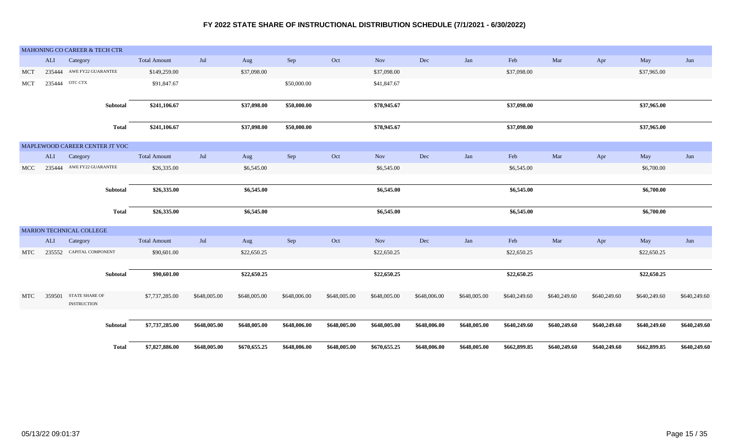# FY 2022 STATE SHARE OF INSTRUCTIONAL DISTRIBUTION SCHEDULE (7/1/2021 - 6/30/2022)

## MAHONING CO CAREER & TECH CTR

| | ALI | Category | Total Amount | Jul | Aug | Sep | Oct | Nov | Dec | Jan | Feb | Mar | Apr | May | Jun |
|---|---|---|---|---|---|---|---|---|---|---|---|---|---|---|---|
| MCT | 235444 | AWE FY22 GUARANTEE | $149,259.00 | | $37,098.00 | | | $37,098.00 | | | $37,098.00 | | | $37,965.00 | |
| MCT | 235444 | OTC CTX | $91,847.67 | | | $50,000.00 | | $41,847.67 | | | | | | | |
| | | **Subtotal** | **$241,106.67** | | **$37,098.00** | **$50,000.00** | | **$78,945.67** | | | **$37,098.00** | | | **$37,965.00** | |
| | | **Total** | **$241,106.67** | | **$37,098.00** | **$50,000.00** | | **$78,945.67** | | | **$37,098.00** | | | **$37,965.00** | |

## MAPLEWOOD CAREER CENTER JT VOC

| | ALI | Category | Total Amount | Jul | Aug | Sep | Oct | Nov | Dec | Jan | Feb | Mar | Apr | May | Jun |
|---|---|---|---|---|---|---|---|---|---|---|---|---|---|---|---|
| MCC | 235444 | AWE FY22 GUARANTEE | $26,335.00 | | $6,545.00 | | | $6,545.00 | | | $6,545.00 | | | $6,700.00 | |
| | | **Subtotal** | **$26,335.00** | | **$6,545.00** | | | **$6,545.00** | | | **$6,545.00** | | | **$6,700.00** | |
| | | **Total** | **$26,335.00** | | **$6,545.00** | | | **$6,545.00** | | | **$6,545.00** | | | **$6,700.00** | |

## MARION TECHNICAL COLLEGE

| | ALI | Category | Total Amount | Jul | Aug | Sep | Oct | Nov | Dec | Jan | Feb | Mar | Apr | May | Jun |
|---|---|---|---|---|---|---|---|---|---|---|---|---|---|---|---|
| MTC | 235552 | CAPITAL COMPONENT | $90,601.00 | | $22,650.25 | | | $22,650.25 | | | $22,650.25 | | | $22,650.25 | |
| | | **Subtotal** | **$90,601.00** | | **$22,650.25** | | | **$22,650.25** | | | **$22,650.25** | | | **$22,650.25** | |
| MTC | 359501 | STATE SHARE OF INSTRUCTION | $7,737,285.00 | $648,005.00 | $648,005.00 | $648,006.00 | $648,005.00 | $648,005.00 | $648,006.00 | $648,005.00 | $640,249.60 | $640,249.60 | $640,249.60 | $640,249.60 | $640,249.60 |
| | | **Subtotal** | **$7,737,285.00** | **$648,005.00** | **$648,005.00** | **$648,006.00** | **$648,005.00** | **$648,005.00** | **$648,006.00** | **$648,005.00** | **$640,249.60** | **$640,249.60** | **$640,249.60** | **$640,249.60** | **$640,249.60** |
| | | **Total** | **$7,827,886.00** | **$648,005.00** | **$670,655.25** | **$648,006.00** | **$648,005.00** | **$670,655.25** | **$648,006.00** | **$648,005.00** | **$662,899.85** | **$640,249.60** | **$640,249.60** | **$662,899.85** | **$640,249.60** |

05/13/22 09:01:37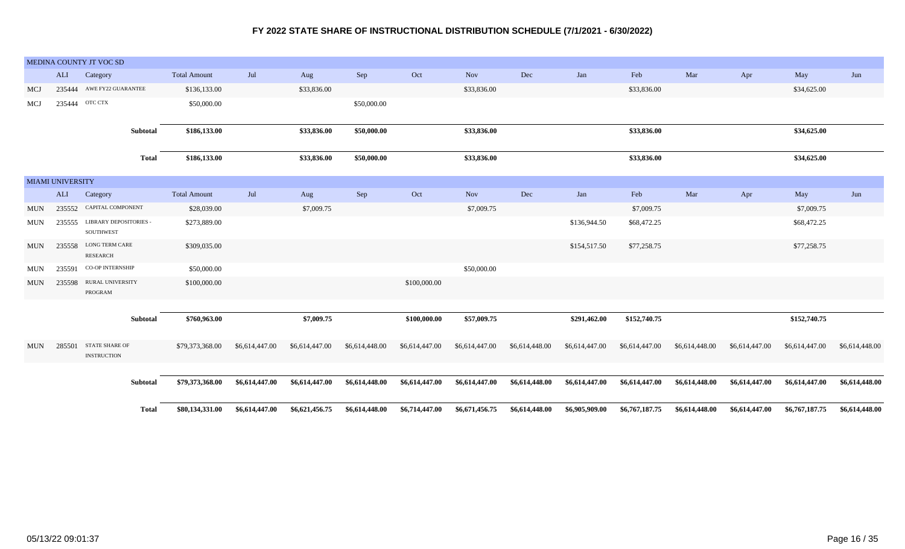# FY 2022 STATE SHARE OF INSTRUCTIONAL DISTRIBUTION SCHEDULE (7/1/2021 - 6/30/2022)

## MEDINA COUNTY JT VOC SD

| | ALI | Category | Total Amount | Jul | Aug | Sep | Oct | Nov | Dec | Jan | Feb | Mar | Apr | May | Jun |
|---|---|---|---|---|---|---|---|---|---|---|---|---|---|---|---|
| MCJ | 235444 | AWE FY22 GUARANTEE | $136,133.00 | | $33,836.00 | | | $33,836.00 | | | $33,836.00 | | | $34,625.00 | |
| MCJ | 235444 | OTC CTX | $50,000.00 | | | $50,000.00 | | | | | | | | | |
| | | **Subtotal** | **$186,133.00** | | **$33,836.00** | **$50,000.00** | | **$33,836.00** | | | **$33,836.00** | | | **$34,625.00** | |
| | | **Total** | **$186,133.00** | | **$33,836.00** | **$50,000.00** | | **$33,836.00** | | | **$33,836.00** | | | **$34,625.00** | |

## MIAMI UNIVERSITY

| | ALI | Category | Total Amount | Jul | Aug | Sep | Oct | Nov | Dec | Jan | Feb | Mar | Apr | May | Jun |
|---|---|---|---|---|---|---|---|---|---|---|---|---|---|---|---|
| MUN | 235552 | CAPITAL COMPONENT | $28,039.00 | | $7,009.75 | | | $7,009.75 | | | $7,009.75 | | | $7,009.75 | |
| MUN | 235555 | LIBRARY DEPOSITORIES - SOUTHWEST | $273,889.00 | | | | | | | $136,944.50 | $68,472.25 | | | $68,472.25 | |
| MUN | 235558 | LONG TERM CARE RESEARCH | $309,035.00 | | | | | | | $154,517.50 | $77,258.75 | | | $77,258.75 | |
| MUN | 235591 | CO-OP INTERNSHIP | $50,000.00 | | | | | $50,000.00 | | | | | | | |
| MUN | 235598 | RURAL UNIVERSITY PROGRAM | $100,000.00 | | | | $100,000.00 | | | | | | | | |
| | | **Subtotal** | **$760,963.00** | | **$7,009.75** | | **$100,000.00** | **$57,009.75** | | **$291,462.00** | **$152,740.75** | | | **$152,740.75** | |
| MUN | 285501 | STATE SHARE OF INSTRUCTION | $79,373,368.00 | $6,614,447.00 | $6,614,447.00 | $6,614,448.00 | $6,614,447.00 | $6,614,447.00 | $6,614,448.00 | $6,614,447.00 | $6,614,447.00 | $6,614,448.00 | $6,614,447.00 | $6,614,447.00 | $6,614,448.00 |
| | | **Subtotal** | **$79,373,368.00** | **$6,614,447.00** | **$6,614,447.00** | **$6,614,448.00** | **$6,614,447.00** | **$6,614,447.00** | **$6,614,448.00** | **$6,614,447.00** | **$6,614,447.00** | **$6,614,448.00** | **$6,614,447.00** | **$6,614,447.00** | **$6,614,448.00** |
| | | **Total** | **$80,134,331.00** | **$6,614,447.00** | **$6,621,456.75** | **$6,614,448.00** | **$6,714,447.00** | **$6,671,456.75** | **$6,614,448.00** | **$6,905,909.00** | **$6,767,187.75** | **$6,614,448.00** | **$6,614,447.00** | **$6,767,187.75** | **$6,614,448.00** |

05/13/22 09:01:37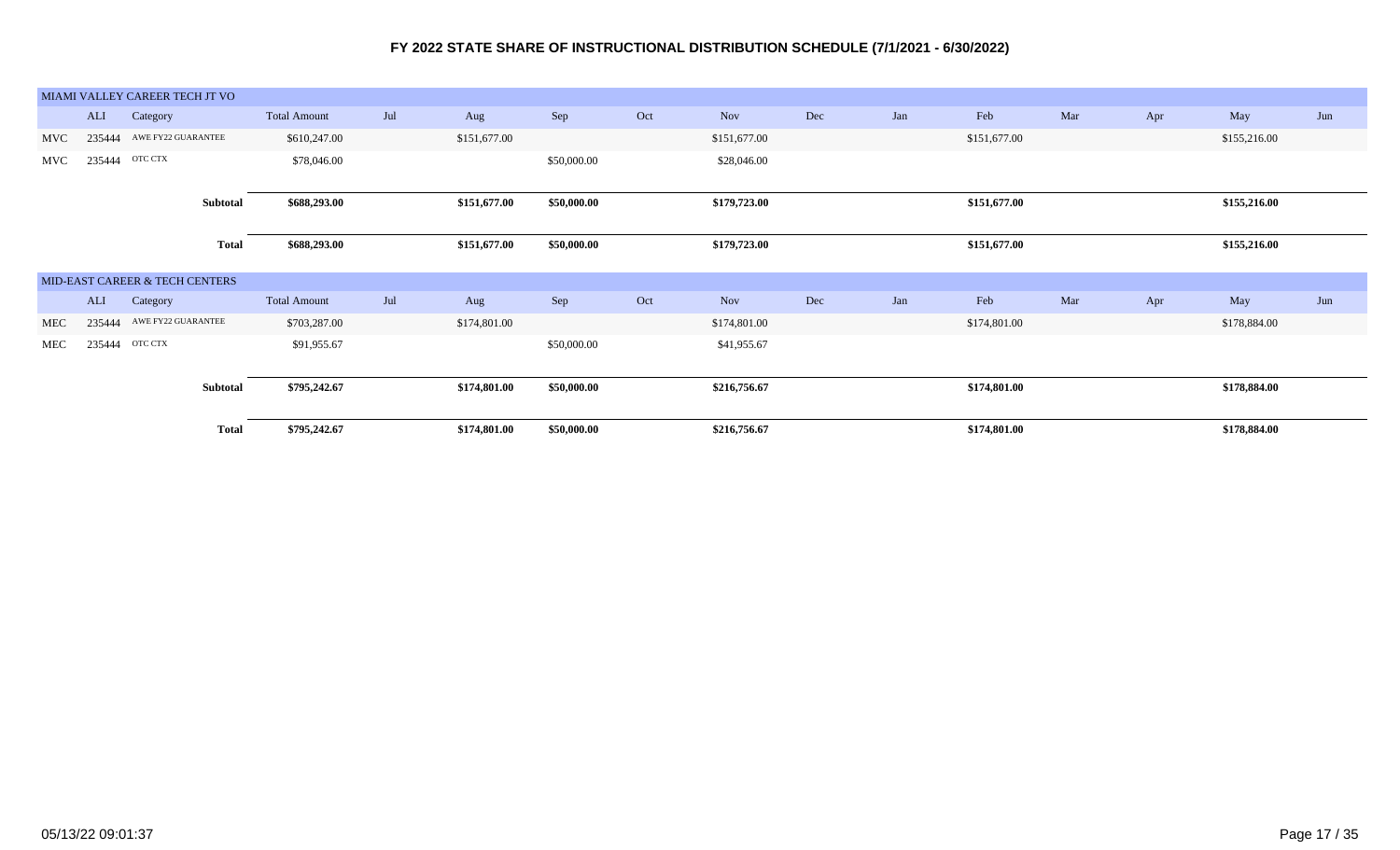# FY 2022 STATE SHARE OF INSTRUCTIONAL DISTRIBUTION SCHEDULE (7/1/2021 - 6/30/2022)

| MIAMI VALLEY CAREER TECH JT VO | | | | | | | | | | | | | | | | |
|---|---|---|---|---|---|---|---|---|---|---|---|---|---|---|---|---|
| | ALI | Category | Total Amount | Jul | Aug | Sep | Oct | Nov | Dec | Jan | Feb | Mar | Apr | May | Jun |
| MVC | 235444 | AWE FY22 GUARANTEE | $610,247.00 | | $151,677.00 | | | $151,677.00 | | | $151,677.00 | | | $155,216.00 | |
| MVC | 235444 | OTC CTX | $78,046.00 | | | $50,000.00 | | $28,046.00 | | | | | | | |
| | | **Subtotal** | **$688,293.00** | | **$151,677.00** | **$50,000.00** | | **$179,723.00** | | | **$151,677.00** | | | **$155,216.00** | |
| | | **Total** | **$688,293.00** | | **$151,677.00** | **$50,000.00** | | **$179,723.00** | | | **$151,677.00** | | | **$155,216.00** | |

| MID-EAST CAREER & TECH CENTERS | | | | | | | | | | | | | | | |
|---|---|---|---|---|---|---|---|---|---|---|---|---|---|---|---|
| | ALI | Category | Total Amount | Jul | Aug | Sep | Oct | Nov | Dec | Jan | Feb | Mar | Apr | May | Jun |
| MEC | 235444 | AWE FY22 GUARANTEE | $703,287.00 | | $174,801.00 | | | $174,801.00 | | | $174,801.00 | | | $178,884.00 | |
| MEC | 235444 | OTC CTX | $91,955.67 | | | $50,000.00 | | $41,955.67 | | | | | | | |
| | | **Subtotal** | **$795,242.67** | | **$174,801.00** | **$50,000.00** | | **$216,756.67** | | | **$174,801.00** | | | **$178,884.00** | |
| | | **Total** | **$795,242.67** | | **$174,801.00** | **$50,000.00** | | **$216,756.67** | | | **$174,801.00** | | | **$178,884.00** | |

05/13/22 09:01:37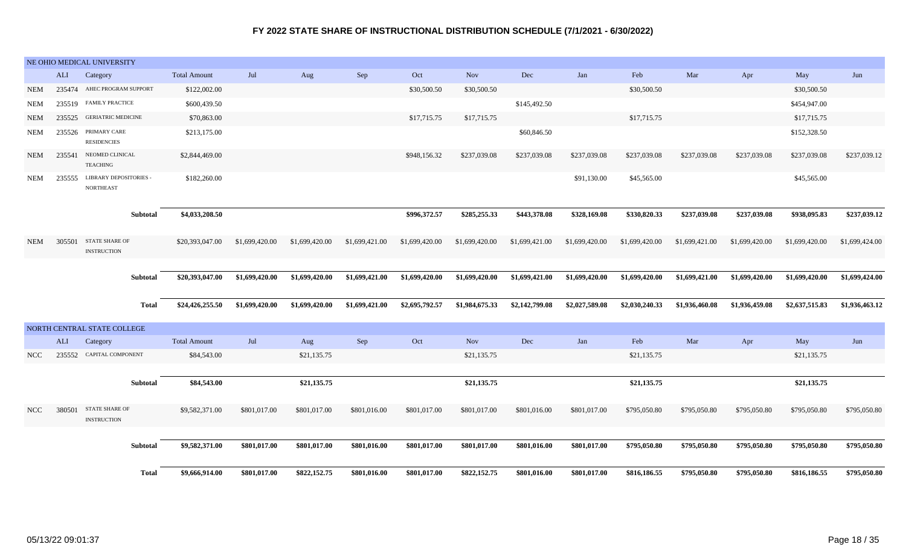# FY 2022 STATE SHARE OF INSTRUCTIONAL DISTRIBUTION SCHEDULE (7/1/2021 - 6/30/2022)

## NE OHIO MEDICAL UNIVERSITY

| | ALI | Category | Total Amount | Jul | Aug | Sep | Oct | Nov | Dec | Jan | Feb | Mar | Apr | May | Jun |
|---|---|---|---|---|---|---|---|---|---|---|---|---|---|---|---|
| NEM | 235474 | AHEC PROGRAM SUPPORT | $122,002.00 | | | | $30,500.50 | $30,500.50 | | | $30,500.50 | | | $30,500.50 | |
| NEM | 235519 | FAMILY PRACTICE | $600,439.50 | | | | | | $145,492.50 | | | | | $454,947.00 | |
| NEM | 235525 | GERIATRIC MEDICINE | $70,863.00 | | | | $17,715.75 | $17,715.75 | | | $17,715.75 | | | $17,715.75 | |
| NEM | 235526 | PRIMARY CARE RESIDENCIES | $213,175.00 | | | | | | $60,846.50 | | | | | $152,328.50 | |
| NEM | 235541 | NEOMED CLINICAL TEACHING | $2,844,469.00 | | | | $948,156.32 | $237,039.08 | $237,039.08 | $237,039.08 | $237,039.08 | $237,039.08 | $237,039.08 | $237,039.08 | $237,039.12 |
| NEM | 235555 | LIBRARY DEPOSITORIES - NORTHEAST | $182,260.00 | | | | | | | $91,130.00 | $45,565.00 | | | $45,565.00 | |
| | | **Subtotal** | **$4,033,208.50** | | | | **$996,372.57** | **$285,255.33** | **$443,378.08** | **$328,169.08** | **$330,820.33** | **$237,039.08** | **$237,039.08** | **$938,095.83** | **$237,039.12** |
| NEM | 305501 | STATE SHARE OF INSTRUCTION | $20,393,047.00 | $1,699,420.00 | $1,699,420.00 | $1,699,421.00 | $1,699,420.00 | $1,699,420.00 | $1,699,421.00 | $1,699,420.00 | $1,699,420.00 | $1,699,421.00 | $1,699,420.00 | $1,699,420.00 | $1,699,424.00 |
| | | **Subtotal** | **$20,393,047.00** | **$1,699,420.00** | **$1,699,420.00** | **$1,699,421.00** | **$1,699,420.00** | **$1,699,420.00** | **$1,699,421.00** | **$1,699,420.00** | **$1,699,420.00** | **$1,699,421.00** | **$1,699,420.00** | **$1,699,420.00** | **$1,699,424.00** |
| | | **Total** | **$24,426,255.50** | **$1,699,420.00** | **$1,699,420.00** | **$1,699,421.00** | **$2,695,792.57** | **$1,984,675.33** | **$2,142,799.08** | **$2,027,589.08** | **$2,030,240.33** | **$1,936,460.08** | **$1,936,459.08** | **$2,637,515.83** | **$1,936,463.12** |

## NORTH CENTRAL STATE COLLEGE

| | ALI | Category | Total Amount | Jul | Aug | Sep | Oct | Nov | Dec | Jan | Feb | Mar | Apr | May | Jun |
|---|---|---|---|---|---|---|---|---|---|---|---|---|---|---|---|
| NCC | 235552 | CAPITAL COMPONENT | $84,543.00 | | $21,135.75 | | | $21,135.75 | | | $21,135.75 | | | $21,135.75 | |
| | | **Subtotal** | **$84,543.00** | | **$21,135.75** | | | **$21,135.75** | | | **$21,135.75** | | | **$21,135.75** | |
| NCC | 380501 | STATE SHARE OF INSTRUCTION | $9,582,371.00 | $801,017.00 | $801,017.00 | $801,016.00 | $801,017.00 | $801,017.00 | $801,016.00 | $801,017.00 | $795,050.80 | $795,050.80 | $795,050.80 | $795,050.80 | $795,050.80 |
| | | **Subtotal** | **$9,582,371.00** | **$801,017.00** | **$801,017.00** | **$801,016.00** | **$801,017.00** | **$801,017.00** | **$801,016.00** | **$801,017.00** | **$795,050.80** | **$795,050.80** | **$795,050.80** | **$795,050.80** | **$795,050.80** |
| | | **Total** | **$9,666,914.00** | **$801,017.00** | **$822,152.75** | **$801,016.00** | **$801,017.00** | **$822,152.75** | **$801,016.00** | **$801,017.00** | **$816,186.55** | **$795,050.80** | **$795,050.80** | **$816,186.55** | **$795,050.80** |

05/13/22 09:01:37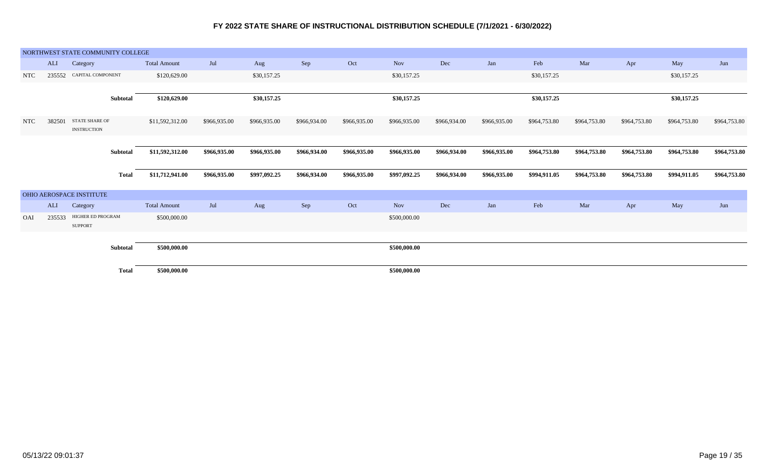# FY 2022 STATE SHARE OF INSTRUCTIONAL DISTRIBUTION SCHEDULE (7/1/2021 - 6/30/2022)

## NORTHWEST STATE COMMUNITY COLLEGE

| | ALI | Category | Total Amount | Jul | Aug | Sep | Oct | Nov | Dec | Jan | Feb | Mar | Apr | May | Jun |
|---|---|---|---|---|---|---|---|---|---|---|---|---|---|---|---|
| NTC | 235552 | CAPITAL COMPONENT | $120,629.00 | | $30,157.25 | | | $30,157.25 | | | $30,157.25 | | | $30,157.25 | |
| | | **Subtotal** | **$120,629.00** | | **$30,157.25** | | | **$30,157.25** | | | **$30,157.25** | | | **$30,157.25** | |
| NTC | 382501 | STATE SHARE OF INSTRUCTION | $11,592,312.00 | $966,935.00 | $966,935.00 | $966,934.00 | $966,935.00 | $966,935.00 | $966,934.00 | $966,935.00 | $964,753.80 | $964,753.80 | $964,753.80 | $964,753.80 | $964,753.80 |
| | | **Subtotal** | **$11,592,312.00** | **$966,935.00** | **$966,935.00** | **$966,934.00** | **$966,935.00** | **$966,935.00** | **$966,934.00** | **$966,935.00** | **$964,753.80** | **$964,753.80** | **$964,753.80** | **$964,753.80** | **$964,753.80** |
| | | **Total** | **$11,712,941.00** | **$966,935.00** | **$997,092.25** | **$966,934.00** | **$966,935.00** | **$997,092.25** | **$966,934.00** | **$966,935.00** | **$994,911.05** | **$964,753.80** | **$964,753.80** | **$994,911.05** | **$964,753.80** |

## OHIO AEROSPACE INSTITUTE

| | ALI | Category | Total Amount | Jul | Aug | Sep | Oct | Nov | Dec | Jan | Feb | Mar | Apr | May | Jun |
|---|---|---|---|---|---|---|---|---|---|---|---|---|---|---|---|
| OAI | 235533 | HIGHER ED PROGRAM SUPPORT | $500,000.00 | | | | | $500,000.00 | | | | | | | |
| | | **Subtotal** | **$500,000.00** | | | | | **$500,000.00** | | | | | | | |
| | | **Total** | **$500,000.00** | | | | | **$500,000.00** | | | | | | | |

05/13/22 09:01:37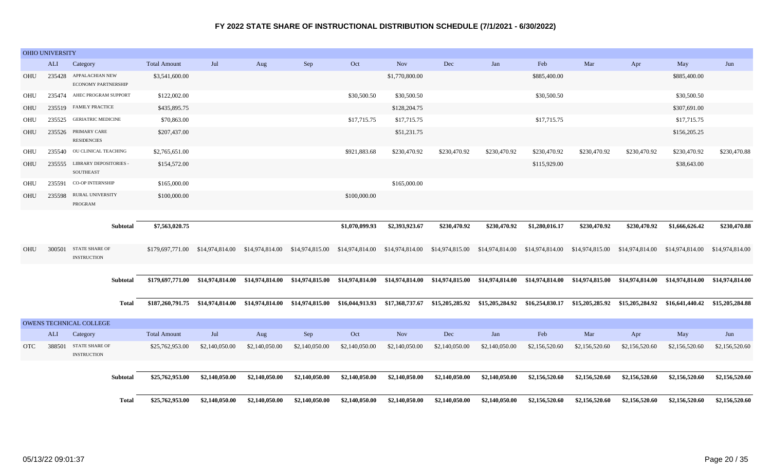# FY 2022 STATE SHARE OF INSTRUCTIONAL DISTRIBUTION SCHEDULE (7/1/2021 - 6/30/2022)

## OHIO UNIVERSITY

| | ALI | Category | Total Amount | Jul | Aug | Sep | Oct | Nov | Dec | Jan | Feb | Mar | Apr | May | Jun |
|---|---|---|---|---|---|---|---|---|---|---|---|---|---|---|---|
| OHU | 235428 | APPALACHIAN NEW ECONOMY PARTNERSHIP | $3,541,600.00 | | | | | $1,770,800.00 | | | $885,400.00 | | | $885,400.00 | |
| OHU | 235474 | AHEC PROGRAM SUPPORT | $122,002.00 | | | | $30,500.50 | $30,500.50 | | | $30,500.50 | | | $30,500.50 | |
| OHU | 235519 | FAMILY PRACTICE | $435,895.75 | | | | | $128,204.75 | | | | | | $307,691.00 | |
| OHU | 235525 | GERIATRIC MEDICINE | $70,863.00 | | | | $17,715.75 | $17,715.75 | | | $17,715.75 | | | $17,715.75 | |
| OHU | 235526 | PRIMARY CARE RESIDENCIES | $207,437.00 | | | | | $51,231.75 | | | | | | $156,205.25 | |
| OHU | 235540 | OU CLINICAL TEACHING | $2,765,651.00 | | | | $921,883.68 | $230,470.92 | $230,470.92 | $230,470.92 | $230,470.92 | $230,470.92 | $230,470.92 | $230,470.92 | $230,470.88 |
| OHU | 235555 | LIBRARY DEPOSITORIES - SOUTHEAST | $154,572.00 | | | | | | | | $115,929.00 | | | $38,643.00 | |
| OHU | 235591 | CO-OP INTERNSHIP | $165,000.00 | | | | | $165,000.00 | | | | | | | |
| OHU | 235598 | RURAL UNIVERSITY PROGRAM | $100,000.00 | | | | $100,000.00 | | | | | | | | |
| | | **Subtotal** | **$7,563,020.75** | | | | **$1,070,099.93** | **$2,393,923.67** | **$230,470.92** | **$230,470.92** | **$1,280,016.17** | **$230,470.92** | **$230,470.92** | **$1,666,626.42** | **$230,470.88** |
| OHU | 300501 | STATE SHARE OF INSTRUCTION | $179,697,771.00 | $14,974,814.00 | $14,974,814.00 | $14,974,815.00 | $14,974,814.00 | $14,974,814.00 | $14,974,815.00 | $14,974,814.00 | $14,974,814.00 | $14,974,815.00 | $14,974,814.00 | $14,974,814.00 | $14,974,814.00 |
| | | **Subtotal** | **$179,697,771.00** | **$14,974,814.00** | **$14,974,814.00** | **$14,974,815.00** | **$14,974,814.00** | **$14,974,814.00** | **$14,974,815.00** | **$14,974,814.00** | **$14,974,814.00** | **$14,974,815.00** | **$14,974,814.00** | **$14,974,814.00** | **$14,974,814.00** |
| | | **Total** | **$187,260,791.75** | **$14,974,814.00** | **$14,974,814.00** | **$14,974,815.00** | **$16,044,913.93** | **$17,368,737.67** | **$15,205,285.92** | **$15,205,284.92** | **$16,254,830.17** | **$15,205,285.92** | **$15,205,284.92** | **$16,641,440.42** | **$15,205,284.88** |

## OWENS TECHNICAL COLLEGE

| | ALI | Category | Total Amount | Jul | Aug | Sep | Oct | Nov | Dec | Jan | Feb | Mar | Apr | May | Jun |
|---|---|---|---|---|---|---|---|---|---|---|---|---|---|---|---|
| OTC | 388501 | STATE SHARE OF INSTRUCTION | $25,762,953.00 | $2,140,050.00 | $2,140,050.00 | $2,140,050.00 | $2,140,050.00 | $2,140,050.00 | $2,140,050.00 | $2,140,050.00 | $2,156,520.60 | $2,156,520.60 | $2,156,520.60 | $2,156,520.60 | $2,156,520.60 |
| | | **Subtotal** | **$25,762,953.00** | **$2,140,050.00** | **$2,140,050.00** | **$2,140,050.00** | **$2,140,050.00** | **$2,140,050.00** | **$2,140,050.00** | **$2,140,050.00** | **$2,156,520.60** | **$2,156,520.60** | **$2,156,520.60** | **$2,156,520.60** | **$2,156,520.60** |
| | | **Total** | **$25,762,953.00** | **$2,140,050.00** | **$2,140,050.00** | **$2,140,050.00** | **$2,140,050.00** | **$2,140,050.00** | **$2,140,050.00** | **$2,140,050.00** | **$2,156,520.60** | **$2,156,520.60** | **$2,156,520.60** | **$2,156,520.60** | **$2,156,520.60** |

05/13/22 09:01:37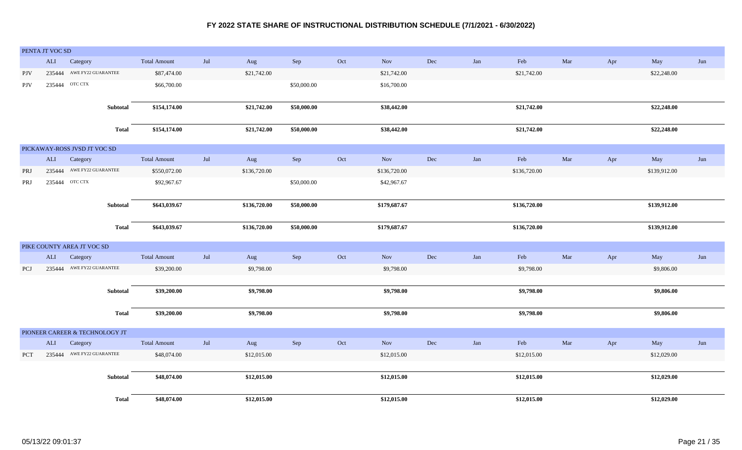# FY 2022 STATE SHARE OF INSTRUCTIONAL DISTRIBUTION SCHEDULE (7/1/2021 - 6/30/2022)

## PENTA JT VOC SD

| | ALI | Category | Total Amount | Jul | Aug | Sep | Oct | Nov | Dec | Jan | Feb | Mar | Apr | May | Jun |
|---|---|---|---|---|---|---|---|---|---|---|---|---|---|---|---|
| PJV | 235444 | AWE FY22 GUARANTEE | $87,474.00 | | $21,742.00 | | | $21,742.00 | | | $21,742.00 | | | $22,248.00 | |
| PJV | 235444 | OTC CTX | $66,700.00 | | | $50,000.00 | | $16,700.00 | | | | | | | |
| | | **Subtotal** | **$154,174.00** | | **$21,742.00** | **$50,000.00** | | **$38,442.00** | | | **$21,742.00** | | | **$22,248.00** | |
| | | **Total** | **$154,174.00** | | **$21,742.00** | **$50,000.00** | | **$38,442.00** | | | **$21,742.00** | | | **$22,248.00** | |

## PICKAWAY-ROSS JVSD JT VOC SD

| | ALI | Category | Total Amount | Jul | Aug | Sep | Oct | Nov | Dec | Jan | Feb | Mar | Apr | May | Jun |
|---|---|---|---|---|---|---|---|---|---|---|---|---|---|---|---|
| PRJ | 235444 | AWE FY22 GUARANTEE | $550,072.00 | | $136,720.00 | | | $136,720.00 | | | $136,720.00 | | | $139,912.00 | |
| PRJ | 235444 | OTC CTX | $92,967.67 | | | $50,000.00 | | $42,967.67 | | | | | | | |
| | | **Subtotal** | **$643,039.67** | | **$136,720.00** | **$50,000.00** | | **$179,687.67** | | | **$136,720.00** | | | **$139,912.00** | |
| | | **Total** | **$643,039.67** | | **$136,720.00** | **$50,000.00** | | **$179,687.67** | | | **$136,720.00** | | | **$139,912.00** | |

## PIKE COUNTY AREA JT VOC SD

| | ALI | Category | Total Amount | Jul | Aug | Sep | Oct | Nov | Dec | Jan | Feb | Mar | Apr | May | Jun |
|---|---|---|---|---|---|---|---|---|---|---|---|---|---|---|---|
| PCJ | 235444 | AWE FY22 GUARANTEE | $39,200.00 | | $9,798.00 | | | $9,798.00 | | | $9,798.00 | | | $9,806.00 | |
| | | **Subtotal** | **$39,200.00** | | **$9,798.00** | | | **$9,798.00** | | | **$9,798.00** | | | **$9,806.00** | |
| | | **Total** | **$39,200.00** | | **$9,798.00** | | | **$9,798.00** | | | **$9,798.00** | | | **$9,806.00** | |

## PIONEER CAREER & TECHNOLOGY JT

| | ALI | Category | Total Amount | Jul | Aug | Sep | Oct | Nov | Dec | Jan | Feb | Mar | Apr | May | Jun |
|---|---|---|---|---|---|---|---|---|---|---|---|---|---|---|---|
| PCT | 235444 | AWE FY22 GUARANTEE | $48,074.00 | | $12,015.00 | | | $12,015.00 | | | $12,015.00 | | | $12,029.00 | |
| | | **Subtotal** | **$48,074.00** | | **$12,015.00** | | | **$12,015.00** | | | **$12,015.00** | | | **$12,029.00** | |
| | | **Total** | **$48,074.00** | | **$12,015.00** | | | **$12,015.00** | | | **$12,015.00** | | | **$12,029.00** | |

05/13/22 09:01:37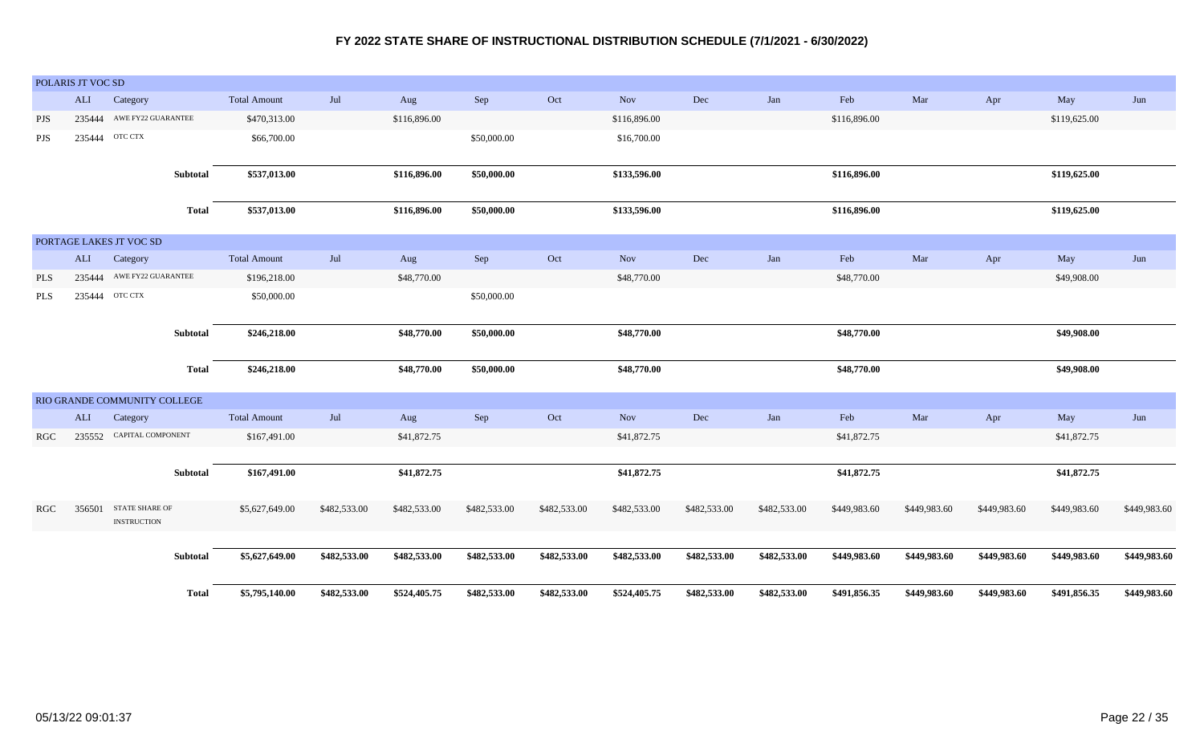# FY 2022 STATE SHARE OF INSTRUCTIONAL DISTRIBUTION SCHEDULE (7/1/2021 - 6/30/2022)

## POLARIS JT VOC SD

| | ALI | Category | Total Amount | Jul | Aug | Sep | Oct | Nov | Dec | Jan | Feb | Mar | Apr | May | Jun |
|---|---|---|---|---|---|---|---|---|---|---|---|---|---|---|---|
| PJS | 235444 | AWE FY22 GUARANTEE | $470,313.00 | | $116,896.00 | | | $116,896.00 | | | $116,896.00 | | | $119,625.00 | |
| PJS | 235444 | OTC CTX | $66,700.00 | | | $50,000.00 | | $16,700.00 | | | | | | | |
| | | **Subtotal** | **$537,013.00** | | **$116,896.00** | **$50,000.00** | | **$133,596.00** | | | **$116,896.00** | | | **$119,625.00** | |
| | | **Total** | **$537,013.00** | | **$116,896.00** | **$50,000.00** | | **$133,596.00** | | | **$116,896.00** | | | **$119,625.00** | |

## PORTAGE LAKES JT VOC SD

| | ALI | Category | Total Amount | Jul | Aug | Sep | Oct | Nov | Dec | Jan | Feb | Mar | Apr | May | Jun |
|---|---|---|---|---|---|---|---|---|---|---|---|---|---|---|---|
| PLS | 235444 | AWE FY22 GUARANTEE | $196,218.00 | | $48,770.00 | | | $48,770.00 | | | $48,770.00 | | | $49,908.00 | |
| PLS | 235444 | OTC CTX | $50,000.00 | | | $50,000.00 | | | | | | | | | |
| | | **Subtotal** | **$246,218.00** | | **$48,770.00** | **$50,000.00** | | **$48,770.00** | | | **$48,770.00** | | | **$49,908.00** | |
| | | **Total** | **$246,218.00** | | **$48,770.00** | **$50,000.00** | | **$48,770.00** | | | **$48,770.00** | | | **$49,908.00** | |

## RIO GRANDE COMMUNITY COLLEGE

| | ALI | Category | Total Amount | Jul | Aug | Sep | Oct | Nov | Dec | Jan | Feb | Mar | Apr | May | Jun |
|---|---|---|---|---|---|---|---|---|---|---|---|---|---|---|---|
| RGC | 235552 | CAPITAL COMPONENT | $167,491.00 | | $41,872.75 | | | $41,872.75 | | | $41,872.75 | | | $41,872.75 | |
| | | **Subtotal** | **$167,491.00** | | **$41,872.75** | | | **$41,872.75** | | | **$41,872.75** | | | **$41,872.75** | |
| RGC | 356501 | STATE SHARE OF INSTRUCTION | $5,627,649.00 | $482,533.00 | $482,533.00 | $482,533.00 | $482,533.00 | $482,533.00 | $482,533.00 | $482,533.00 | $449,983.60 | $449,983.60 | $449,983.60 | $449,983.60 | $449,983.60 |
| | | **Subtotal** | **$5,627,649.00** | **$482,533.00** | **$482,533.00** | **$482,533.00** | **$482,533.00** | **$482,533.00** | **$482,533.00** | **$482,533.00** | **$449,983.60** | **$449,983.60** | **$449,983.60** | **$449,983.60** | **$449,983.60** |
| | | **Total** | **$5,795,140.00** | **$482,533.00** | **$524,405.75** | **$482,533.00** | **$482,533.00** | **$524,405.75** | **$482,533.00** | **$482,533.00** | **$491,856.35** | **$449,983.60** | **$449,983.60** | **$491,856.35** | **$449,983.60** |

05/13/22 09:01:37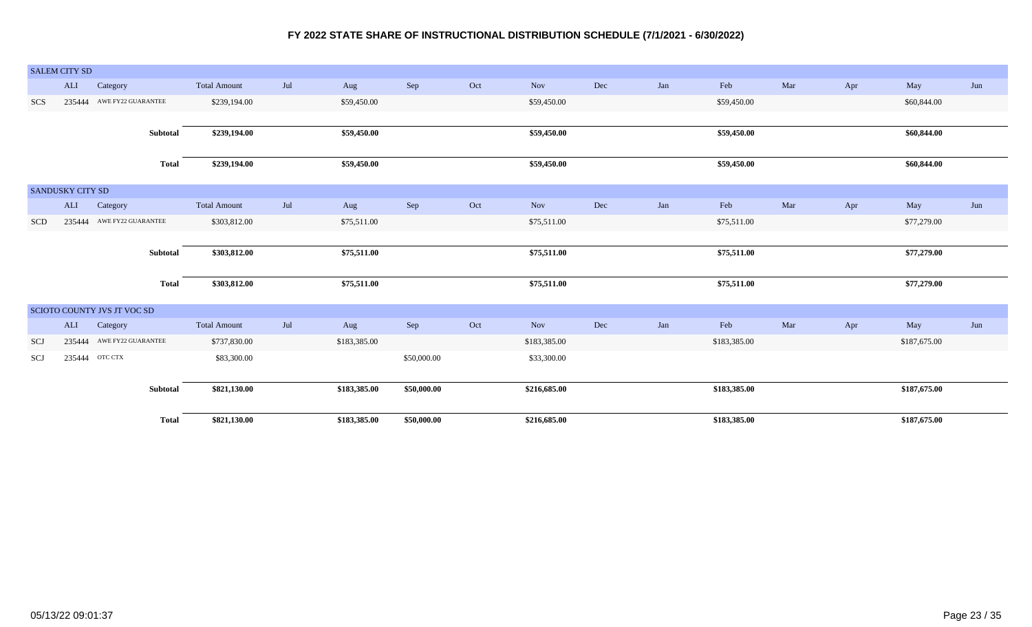# FY 2022 STATE SHARE OF INSTRUCTIONAL DISTRIBUTION SCHEDULE (7/1/2021 - 6/30/2022)

## SALEM CITY SD

| | ALI | Category | Total Amount | Jul | Aug | Sep | Oct | Nov | Dec | Jan | Feb | Mar | Apr | May | Jun |
|---|---|---|---|---|---|---|---|---|---|---|---|---|---|---|---|
| SCS | 235444 | AWE FY22 GUARANTEE | $239,194.00 | | $59,450.00 | | | $59,450.00 | | | $59,450.00 | | | $60,844.00 | |
| | | **Subtotal** | **$239,194.00** | | **$59,450.00** | | | **$59,450.00** | | | **$59,450.00** | | | **$60,844.00** | |
| | | **Total** | **$239,194.00** | | **$59,450.00** | | | **$59,450.00** | | | **$59,450.00** | | | **$60,844.00** | |

## SANDUSKY CITY SD

| | ALI | Category | Total Amount | Jul | Aug | Sep | Oct | Nov | Dec | Jan | Feb | Mar | Apr | May | Jun |
|---|---|---|---|---|---|---|---|---|---|---|---|---|---|---|---|
| SCD | 235444 | AWE FY22 GUARANTEE | $303,812.00 | | $75,511.00 | | | $75,511.00 | | | $75,511.00 | | | $77,279.00 | |
| | | **Subtotal** | **$303,812.00** | | **$75,511.00** | | | **$75,511.00** | | | **$75,511.00** | | | **$77,279.00** | |
| | | **Total** | **$303,812.00** | | **$75,511.00** | | | **$75,511.00** | | | **$75,511.00** | | | **$77,279.00** | |

## SCIOTO COUNTY JVS JT VOC SD

| | ALI | Category | Total Amount | Jul | Aug | Sep | Oct | Nov | Dec | Jan | Feb | Mar | Apr | May | Jun |
|---|---|---|---|---|---|---|---|---|---|---|---|---|---|---|---|
| SCJ | 235444 | AWE FY22 GUARANTEE | $737,830.00 | | $183,385.00 | | | $183,385.00 | | | $183,385.00 | | | $187,675.00 | |
| SCJ | 235444 | OTC CTX | $83,300.00 | | | $50,000.00 | | $33,300.00 | | | | | | | |
| | | **Subtotal** | **$821,130.00** | | **$183,385.00** | **$50,000.00** | | **$216,685.00** | | | **$183,385.00** | | | **$187,675.00** | |
| | | **Total** | **$821,130.00** | | **$183,385.00** | **$50,000.00** | | **$216,685.00** | | | **$183,385.00** | | | **$187,675.00** | |

05/13/22 09:01:37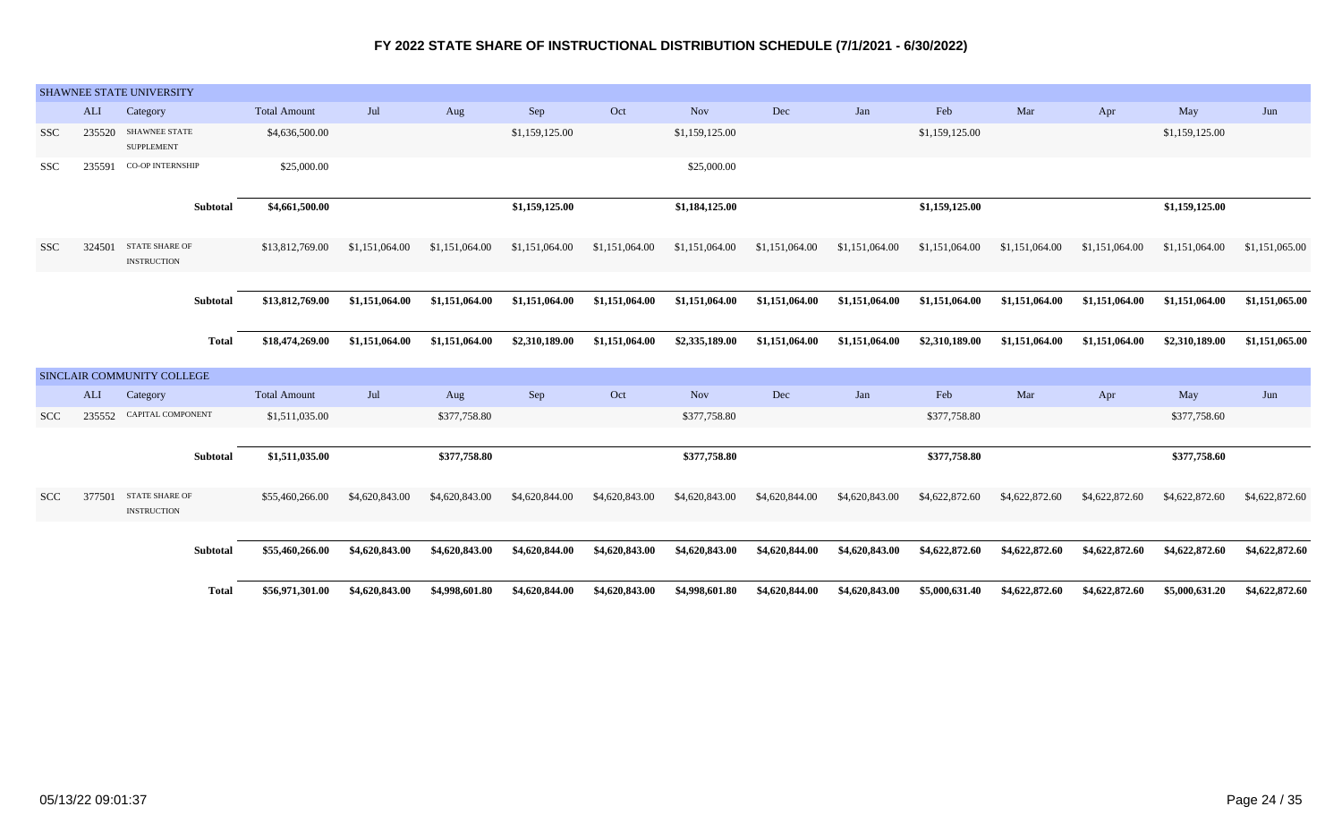# FY 2022 STATE SHARE OF INSTRUCTIONAL DISTRIBUTION SCHEDULE (7/1/2021 - 6/30/2022)

| SHAWNEE STATE UNIVERSITY | | | | | | | | | | | | | | | |
|---|---|---|---|---|---|---|---|---|---|---|---|---|---|---|---|
| | ALI | Category | Total Amount | Jul | Aug | Sep | Oct | Nov | Dec | Jan | Feb | Mar | Apr | May | Jun |
| SSC | 235520 | SHAWNEE STATE SUPPLEMENT | $4,636,500.00 | | | $1,159,125.00 | | $1,159,125.00 | | | $1,159,125.00 | | | $1,159,125.00 | |
| SSC | 235591 | CO-OP INTERNSHIP | $25,000.00 | | | | | $25,000.00 | | | | | | | |
| | | **Subtotal** | **$4,661,500.00** | | | **$1,159,125.00** | | **$1,184,125.00** | | | **$1,159,125.00** | | | **$1,159,125.00** | |
| SSC | 324501 | STATE SHARE OF INSTRUCTION | $13,812,769.00 | $1,151,064.00 | $1,151,064.00 | $1,151,064.00 | $1,151,064.00 | $1,151,064.00 | $1,151,064.00 | $1,151,064.00 | $1,151,064.00 | $1,151,064.00 | $1,151,064.00 | $1,151,064.00 | $1,151,065.00 |
| | | **Subtotal** | **$13,812,769.00** | **$1,151,064.00** | **$1,151,064.00** | **$1,151,064.00** | **$1,151,064.00** | **$1,151,064.00** | **$1,151,064.00** | **$1,151,064.00** | **$1,151,064.00** | **$1,151,064.00** | **$1,151,064.00** | **$1,151,064.00** | **$1,151,065.00** |
| | | **Total** | **$18,474,269.00** | **$1,151,064.00** | **$1,151,064.00** | **$2,310,189.00** | **$1,151,064.00** | **$2,335,189.00** | **$1,151,064.00** | **$1,151,064.00** | **$2,310,189.00** | **$1,151,064.00** | **$1,151,064.00** | **$2,310,189.00** | **$1,151,065.00** |

| SINCLAIR COMMUNITY COLLEGE | | | | | | | | | | | | | | | |
|---|---|---|---|---|---|---|---|---|---|---|---|---|---|---|---|
| | ALI | Category | Total Amount | Jul | Aug | Sep | Oct | Nov | Dec | Jan | Feb | Mar | Apr | May | Jun |
| SCC | 235552 | CAPITAL COMPONENT | $1,511,035.00 | | $377,758.80 | | | $377,758.80 | | | $377,758.80 | | | $377,758.60 | |
| | | **Subtotal** | **$1,511,035.00** | | **$377,758.80** | | | **$377,758.80** | | | **$377,758.80** | | | **$377,758.60** | |
| SCC | 377501 | STATE SHARE OF INSTRUCTION | $55,460,266.00 | $4,620,843.00 | $4,620,843.00 | $4,620,844.00 | $4,620,843.00 | $4,620,843.00 | $4,620,844.00 | $4,620,843.00 | $4,622,872.60 | $4,622,872.60 | $4,622,872.60 | $4,622,872.60 | $4,622,872.60 |
| | | **Subtotal** | **$55,460,266.00** | **$4,620,843.00** | **$4,620,843.00** | **$4,620,844.00** | **$4,620,843.00** | **$4,620,843.00** | **$4,620,844.00** | **$4,620,843.00** | **$4,622,872.60** | **$4,622,872.60** | **$4,622,872.60** | **$4,622,872.60** | **$4,622,872.60** |
| | | **Total** | **$56,971,301.00** | **$4,620,843.00** | **$4,998,601.80** | **$4,620,844.00** | **$4,620,843.00** | **$4,998,601.80** | **$4,620,844.00** | **$4,620,843.00** | **$5,000,631.40** | **$4,622,872.60** | **$4,622,872.60** | **$5,000,631.20** | **$4,622,872.60** |

05/13/22 09:01:37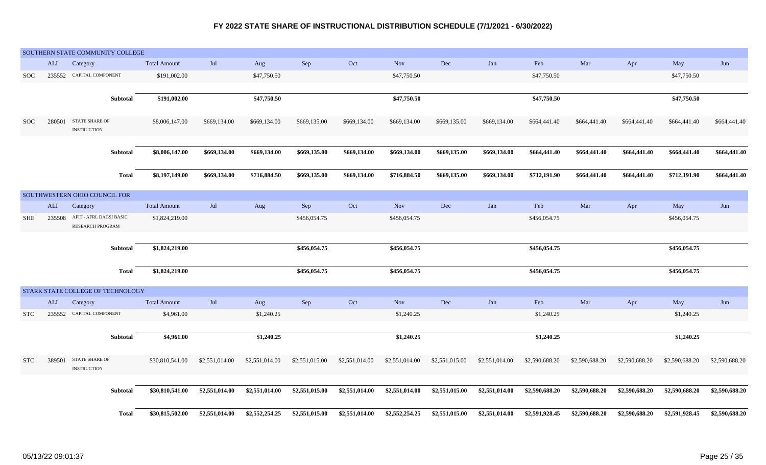# FY 2022 STATE SHARE OF INSTRUCTIONAL DISTRIBUTION SCHEDULE (7/1/2021 - 6/30/2022)

| SOUTHERN STATE COMMUNITY COLLEGE | | | | | | | | | | | | | | | |
|---|---|---|---|---|---|---|---|---|---|---|---|---|---|---|---|
| | ALI | Category | Total Amount | Jul | Aug | Sep | Oct | Nov | Dec | Jan | Feb | Mar | Apr | May | Jun |
| SOC | 235552 | CAPITAL COMPONENT | $191,002.00 | | $47,750.50 | | | $47,750.50 | | | $47,750.50 | | | $47,750.50 | |
| | | **Subtotal** | **$191,002.00** | | **$47,750.50** | | | **$47,750.50** | | | **$47,750.50** | | | **$47,750.50** | |
| SOC | 280501 | STATE SHARE OF INSTRUCTION | $8,006,147.00 | $669,134.00 | $669,134.00 | $669,135.00 | $669,134.00 | $669,134.00 | $669,135.00 | $669,134.00 | $664,441.40 | $664,441.40 | $664,441.40 | $664,441.40 | $664,441.40 |
| | | **Subtotal** | **$8,006,147.00** | **$669,134.00** | **$669,134.00** | **$669,135.00** | **$669,134.00** | **$669,134.00** | **$669,135.00** | **$669,134.00** | **$664,441.40** | **$664,441.40** | **$664,441.40** | **$664,441.40** | **$664,441.40** |
| | | **Total** | **$8,197,149.00** | **$669,134.00** | **$716,884.50** | **$669,135.00** | **$669,134.00** | **$716,884.50** | **$669,135.00** | **$669,134.00** | **$712,191.90** | **$664,441.40** | **$664,441.40** | **$712,191.90** | **$664,441.40** |

| SOUTHWESTERN OHIO COUNCIL FOR | | | | | | | | | | | | | | | |
|---|---|---|---|---|---|---|---|---|---|---|---|---|---|---|---|
| | ALI | Category | Total Amount | Jul | Aug | Sep | Oct | Nov | Dec | Jan | Feb | Mar | Apr | May | Jun |
| SHE | 235508 | AFIT - AFRL DAGSI BASIC RESEARCH PROGRAM | $1,824,219.00 | | | $456,054.75 | | $456,054.75 | | | $456,054.75 | | | $456,054.75 | |
| | | **Subtotal** | **$1,824,219.00** | | | **$456,054.75** | | **$456,054.75** | | | **$456,054.75** | | | **$456,054.75** | |
| | | **Total** | **$1,824,219.00** | | | **$456,054.75** | | **$456,054.75** | | | **$456,054.75** | | | **$456,054.75** | |

| STARK STATE COLLEGE OF TECHNOLOGY | | | | | | | | | | | | | | | |
|---|---|---|---|---|---|---|---|---|---|---|---|---|---|---|---|
| | ALI | Category | Total Amount | Jul | Aug | Sep | Oct | Nov | Dec | Jan | Feb | Mar | Apr | May | Jun |
| STC | 235552 | CAPITAL COMPONENT | $4,961.00 | | $1,240.25 | | | $1,240.25 | | | $1,240.25 | | | $1,240.25 | |
| | | **Subtotal** | **$4,961.00** | | **$1,240.25** | | | **$1,240.25** | | | **$1,240.25** | | | **$1,240.25** | |
| STC | 389501 | STATE SHARE OF INSTRUCTION | $30,810,541.00 | $2,551,014.00 | $2,551,014.00 | $2,551,015.00 | $2,551,014.00 | $2,551,014.00 | $2,551,015.00 | $2,551,014.00 | $2,590,688.20 | $2,590,688.20 | $2,590,688.20 | $2,590,688.20 | $2,590,688.20 |
| | | **Subtotal** | **$30,810,541.00** | **$2,551,014.00** | **$2,551,014.00** | **$2,551,015.00** | **$2,551,014.00** | **$2,551,014.00** | **$2,551,015.00** | **$2,551,014.00** | **$2,590,688.20** | **$2,590,688.20** | **$2,590,688.20** | **$2,590,688.20** | **$2,590,688.20** |
| | | **Total** | **$30,815,502.00** | **$2,551,014.00** | **$2,552,254.25** | **$2,551,015.00** | **$2,551,014.00** | **$2,552,254.25** | **$2,551,015.00** | **$2,551,014.00** | **$2,591,928.45** | **$2,590,688.20** | **$2,590,688.20** | **$2,591,928.45** | **$2,590,688.20** |

05/13/22 09:01:37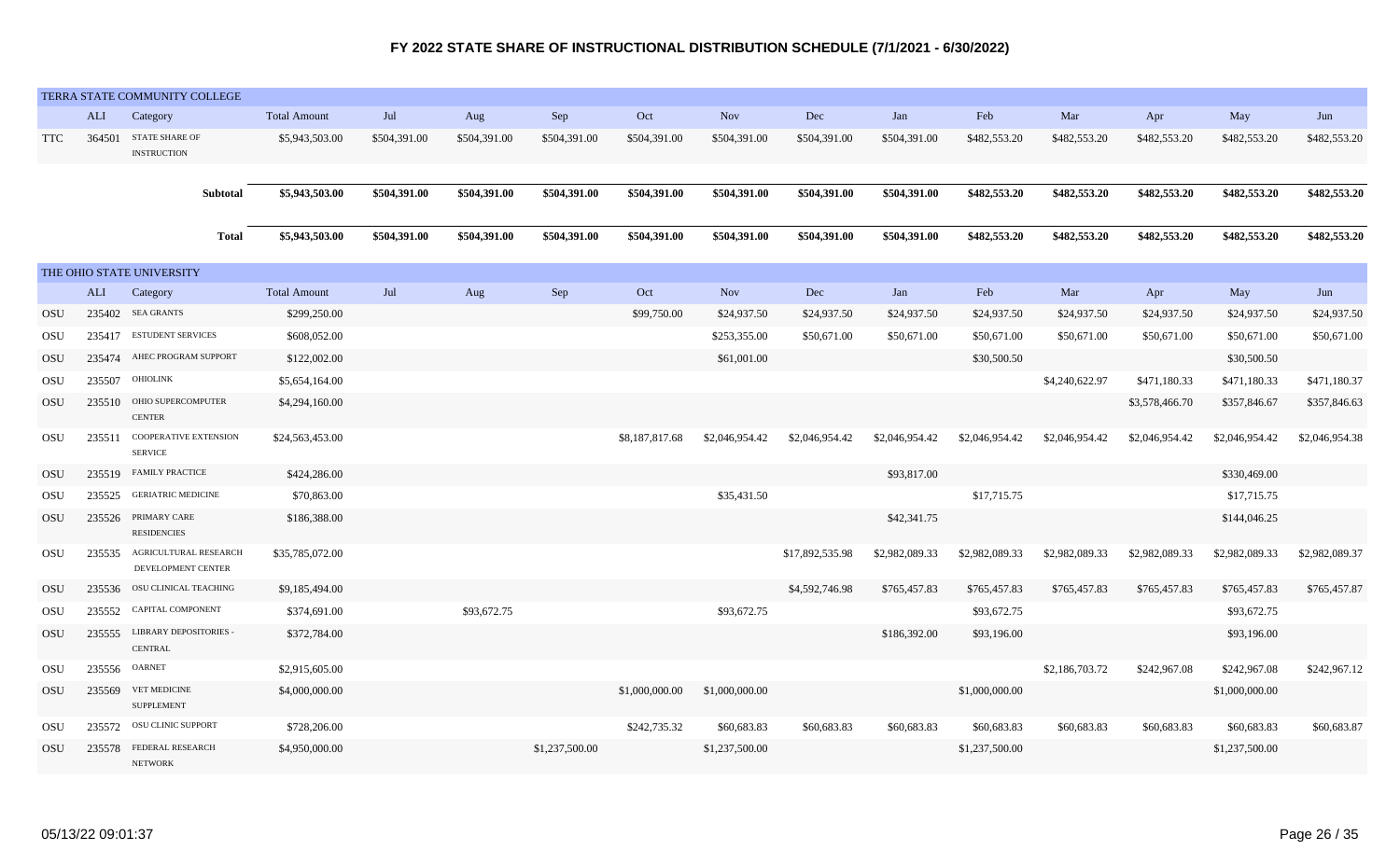# FY 2022 STATE SHARE OF INSTRUCTIONAL DISTRIBUTION SCHEDULE (7/1/2021 - 6/30/2022)

## TERRA STATE COMMUNITY COLLEGE

| | ALI | Category | Total Amount | Jul | Aug | Sep | Oct | Nov | Dec | Jan | Feb | Mar | Apr | May | Jun |
|---|---|---|---|---|---|---|---|---|---|---|---|---|---|---|---|
| TTC | 364501 | STATE SHARE OF INSTRUCTION | $5,943,503.00 | $504,391.00 | $504,391.00 | $504,391.00 | $504,391.00 | $504,391.00 | $504,391.00 | $504,391.00 | $482,553.20 | $482,553.20 | $482,553.20 | $482,553.20 | $482,553.20 |
| | | **Subtotal** | **$5,943,503.00** | **$504,391.00** | **$504,391.00** | **$504,391.00** | **$504,391.00** | **$504,391.00** | **$504,391.00** | **$504,391.00** | **$482,553.20** | **$482,553.20** | **$482,553.20** | **$482,553.20** | **$482,553.20** |
| | | **Total** | **$5,943,503.00** | **$504,391.00** | **$504,391.00** | **$504,391.00** | **$504,391.00** | **$504,391.00** | **$504,391.00** | **$504,391.00** | **$482,553.20** | **$482,553.20** | **$482,553.20** | **$482,553.20** | **$482,553.20** |

## THE OHIO STATE UNIVERSITY

| | ALI | Category | Total Amount | Jul | Aug | Sep | Oct | Nov | Dec | Jan | Feb | Mar | Apr | May | Jun |
|---|---|---|---|---|---|---|---|---|---|---|---|---|---|---|---|
| OSU | 235402 | SEA GRANTS | $299,250.00 | | | | $99,750.00 | $24,937.50 | $24,937.50 | $24,937.50 | $24,937.50 | $24,937.50 | $24,937.50 | $24,937.50 | $24,937.50 |
| OSU | 235417 | ESTUDENT SERVICES | $608,052.00 | | | | | $253,355.00 | $50,671.00 | $50,671.00 | $50,671.00 | $50,671.00 | $50,671.00 | $50,671.00 | $50,671.00 |
| OSU | 235474 | AHEC PROGRAM SUPPORT | $122,002.00 | | | | | $61,001.00 | | | $30,500.50 | | | $30,500.50 | |
| OSU | 235507 | OHIOLINK | $5,654,164.00 | | | | | | | | | $4,240,622.97 | $471,180.33 | $471,180.33 | $471,180.37 |
| OSU | 235510 | OHIO SUPERCOMPUTER CENTER | $4,294,160.00 | | | | | | | | | | $3,578,466.70 | $357,846.67 | $357,846.63 |
| OSU | 235511 | COOPERATIVE EXTENSION SERVICE | $24,563,453.00 | | | | $8,187,817.68 | $2,046,954.42 | $2,046,954.42 | $2,046,954.42 | $2,046,954.42 | $2,046,954.42 | $2,046,954.42 | $2,046,954.42 | $2,046,954.38 |
| OSU | 235519 | FAMILY PRACTICE | $424,286.00 | | | | | | | $93,817.00 | | | | $330,469.00 | |
| OSU | 235525 | GERIATRIC MEDICINE | $70,863.00 | | | | | $35,431.50 | | | $17,715.75 | | | $17,715.75 | |
| OSU | 235526 | PRIMARY CARE RESIDENCIES | $186,388.00 | | | | | | | $42,341.75 | | | | $144,046.25 | |
| OSU | 235535 | AGRICULTURAL RESEARCH DEVELOPMENT CENTER | $35,785,072.00 | | | | | | $17,892,535.98 | $2,982,089.33 | $2,982,089.33 | $2,982,089.33 | $2,982,089.33 | $2,982,089.33 | $2,982,089.37 |
| OSU | 235536 | OSU CLINICAL TEACHING | $9,185,494.00 | | | | | | $4,592,746.98 | $765,457.83 | $765,457.83 | $765,457.83 | $765,457.83 | $765,457.83 | $765,457.87 |
| OSU | 235552 | CAPITAL COMPONENT | $374,691.00 | | $93,672.75 | | | $93,672.75 | | | $93,672.75 | | | $93,672.75 | |
| OSU | 235555 | LIBRARY DEPOSITORIES - CENTRAL | $372,784.00 | | | | | | | $186,392.00 | $93,196.00 | | | $93,196.00 | |
| OSU | 235556 | OARNET | $2,915,605.00 | | | | | | | | | $2,186,703.72 | $242,967.08 | $242,967.08 | $242,967.12 |
| OSU | 235569 | VET MEDICINE SUPPLEMENT | $4,000,000.00 | | | | $1,000,000.00 | $1,000,000.00 | | | $1,000,000.00 | | | $1,000,000.00 | |
| OSU | 235572 | OSU CLINIC SUPPORT | $728,206.00 | | | | $242,735.32 | $60,683.83 | $60,683.83 | $60,683.83 | $60,683.83 | $60,683.83 | $60,683.83 | $60,683.83 | $60,683.87 |
| OSU | 235578 | FEDERAL RESEARCH NETWORK | $4,950,000.00 | | | $1,237,500.00 | | $1,237,500.00 | | | $1,237,500.00 | | | $1,237,500.00 | |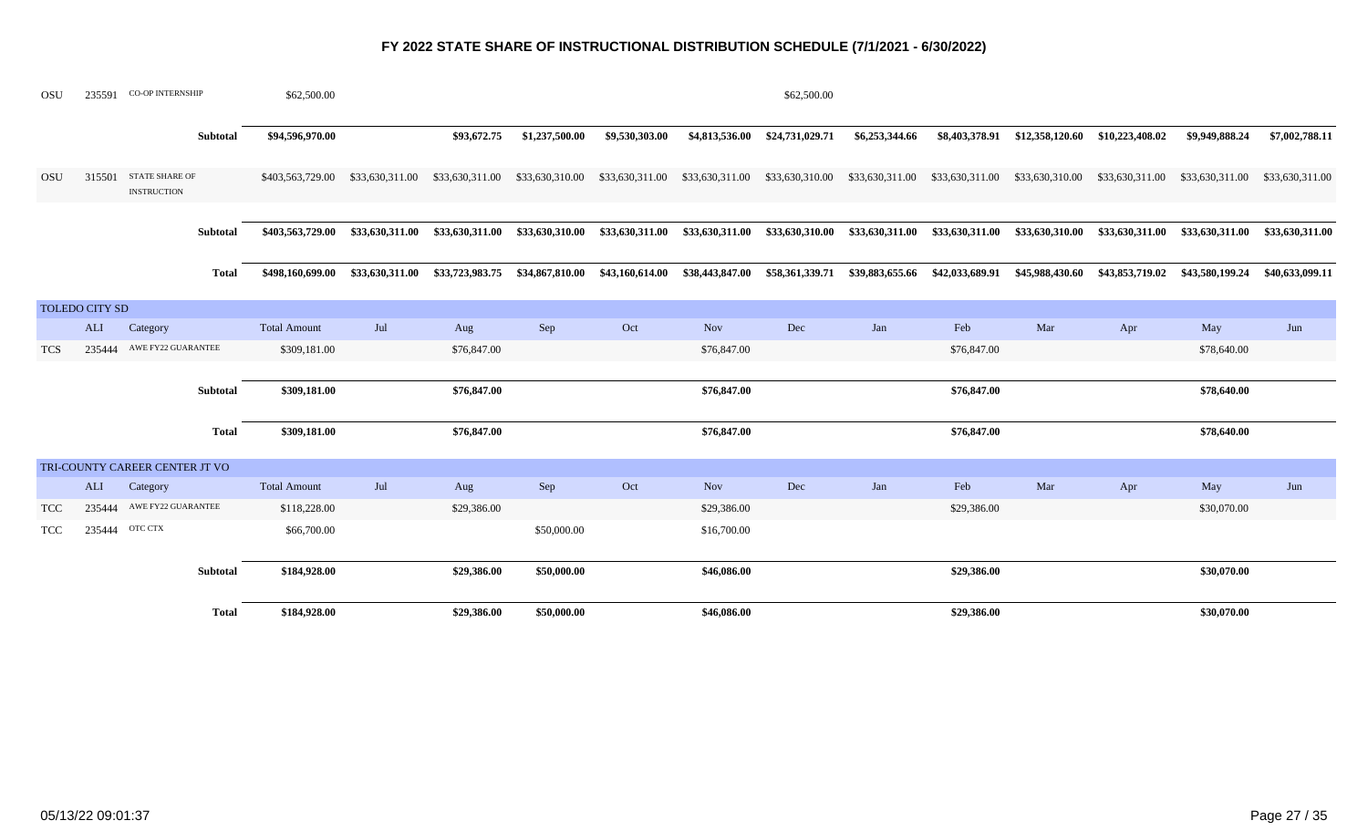# FY 2022 STATE SHARE OF INSTRUCTIONAL DISTRIBUTION SCHEDULE (7/1/2021 - 6/30/2022)

| | ALI | Category | Total Amount | Jul | Aug | Sep | Oct | Nov | Dec | Jan | Feb | Mar | Apr | May | Jun |
|---|---|---|---|---|---|---|---|---|---|---|---|---|---|---|---|
| OSU | 235591 | CO-OP INTERNSHIP | $62,500.00 | | | | | | $62,500.00 | | | | | | |
| | | **Subtotal** | **$94,596,970.00** | | **$93,672.75** | **$1,237,500.00** | **$9,530,303.00** | **$4,813,536.00** | **$24,731,029.71** | **$6,253,344.66** | **$8,403,378.91** | **$12,358,120.60** | **$10,223,408.02** | **$9,949,888.24** | **$7,002,788.11** |
| OSU | 315501 | STATE SHARE OF INSTRUCTION | $403,563,729.00 | $33,630,311.00 | $33,630,311.00 | $33,630,310.00 | $33,630,311.00 | $33,630,311.00 | $33,630,310.00 | $33,630,311.00 | $33,630,311.00 | $33,630,310.00 | $33,630,311.00 | $33,630,311.00 | $33,630,311.00 |
| | | **Subtotal** | **$403,563,729.00** | **$33,630,311.00** | **$33,630,311.00** | **$33,630,310.00** | **$33,630,311.00** | **$33,630,311.00** | **$33,630,310.00** | **$33,630,311.00** | **$33,630,311.00** | **$33,630,310.00** | **$33,630,311.00** | **$33,630,311.00** | **$33,630,311.00** |
| | | **Total** | **$498,160,699.00** | **$33,630,311.00** | **$33,723,983.75** | **$34,867,810.00** | **$43,160,614.00** | **$38,443,847.00** | **$58,361,339.71** | **$39,883,655.66** | **$42,033,689.91** | **$45,988,430.60** | **$43,853,719.02** | **$43,580,199.24** | **$40,633,099.11** |

**TOLEDO CITY SD**

| | ALI | Category | Total Amount | Jul | Aug | Sep | Oct | Nov | Dec | Jan | Feb | Mar | Apr | May | Jun |
|---|---|---|---|---|---|---|---|---|---|---|---|---|---|---|---|
| TCS | 235444 | AWE FY22 GUARANTEE | $309,181.00 | | $76,847.00 | | | $76,847.00 | | | $76,847.00 | | | $78,640.00 | |
| | | **Subtotal** | **$309,181.00** | | **$76,847.00** | | | **$76,847.00** | | | **$76,847.00** | | | **$78,640.00** | |
| | | **Total** | **$309,181.00** | | **$76,847.00** | | | **$76,847.00** | | | **$76,847.00** | | | **$78,640.00** | |

**TRI-COUNTY CAREER CENTER JT VO**

| | ALI | Category | Total Amount | Jul | Aug | Sep | Oct | Nov | Dec | Jan | Feb | Mar | Apr | May | Jun |
|---|---|---|---|---|---|---|---|---|---|---|---|---|---|---|---|
| TCC | 235444 | AWE FY22 GUARANTEE | $118,228.00 | | $29,386.00 | | | $29,386.00 | | | $29,386.00 | | | $30,070.00 | |
| TCC | 235444 | OTC CTX | $66,700.00 | | | $50,000.00 | | $16,700.00 | | | | | | | |
| | | **Subtotal** | **$184,928.00** | | **$29,386.00** | **$50,000.00** | | **$46,086.00** | | | **$29,386.00** | | | **$30,070.00** | |
| | | **Total** | **$184,928.00** | | **$29,386.00** | **$50,000.00** | | **$46,086.00** | | | **$29,386.00** | | | **$30,070.00** | |

05/13/22 09:01:37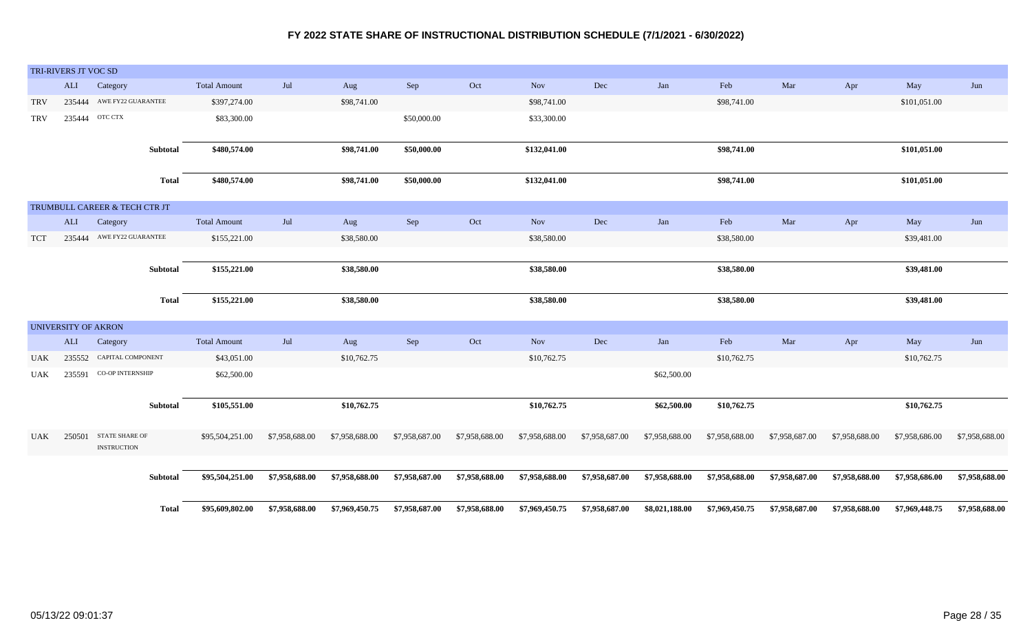# FY 2022 STATE SHARE OF INSTRUCTIONAL DISTRIBUTION SCHEDULE (7/1/2021 - 6/30/2022)

## TRI-RIVERS JT VOC SD

| | ALI | Category | Total Amount | Jul | Aug | Sep | Oct | Nov | Dec | Jan | Feb | Mar | Apr | May | Jun |
|---|---|---|---|---|---|---|---|---|---|---|---|---|---|---|---|
| TRV | 235444 | AWE FY22 GUARANTEE | $397,274.00 | | $98,741.00 | | | $98,741.00 | | | $98,741.00 | | | $101,051.00 | |
| TRV | 235444 | OTC CTX | $83,300.00 | | | $50,000.00 | | $33,300.00 | | | | | | | |
| | | **Subtotal** | **$480,574.00** | | **$98,741.00** | **$50,000.00** | | **$132,041.00** | | | **$98,741.00** | | | **$101,051.00** | |
| | | **Total** | **$480,574.00** | | **$98,741.00** | **$50,000.00** | | **$132,041.00** | | | **$98,741.00** | | | **$101,051.00** | |

## TRUMBULL CAREER & TECH CTR JT

| | ALI | Category | Total Amount | Jul | Aug | Sep | Oct | Nov | Dec | Jan | Feb | Mar | Apr | May | Jun |
|---|---|---|---|---|---|---|---|---|---|---|---|---|---|---|---|
| TCT | 235444 | AWE FY22 GUARANTEE | $155,221.00 | | $38,580.00 | | | $38,580.00 | | | $38,580.00 | | | $39,481.00 | |
| | | **Subtotal** | **$155,221.00** | | **$38,580.00** | | | **$38,580.00** | | | **$38,580.00** | | | **$39,481.00** | |
| | | **Total** | **$155,221.00** | | **$38,580.00** | | | **$38,580.00** | | | **$38,580.00** | | | **$39,481.00** | |

## UNIVERSITY OF AKRON

| | ALI | Category | Total Amount | Jul | Aug | Sep | Oct | Nov | Dec | Jan | Feb | Mar | Apr | May | Jun |
|---|---|---|---|---|---|---|---|---|---|---|---|---|---|---|---|
| UAK | 235552 | CAPITAL COMPONENT | $43,051.00 | | $10,762.75 | | | $10,762.75 | | | $10,762.75 | | | $10,762.75 | |
| UAK | 235591 | CO-OP INTERNSHIP | $62,500.00 | | | | | | | $62,500.00 | | | | | |
| | | **Subtotal** | **$105,551.00** | | **$10,762.75** | | | **$10,762.75** | | **$62,500.00** | **$10,762.75** | | | **$10,762.75** | |
| UAK | 250501 | STATE SHARE OF INSTRUCTION | $95,504,251.00 | $7,958,688.00 | $7,958,688.00 | $7,958,687.00 | $7,958,688.00 | $7,958,688.00 | $7,958,687.00 | $7,958,688.00 | $7,958,688.00 | $7,958,687.00 | $7,958,688.00 | $7,958,686.00 | $7,958,688.00 |
| | | **Subtotal** | **$95,504,251.00** | **$7,958,688.00** | **$7,958,688.00** | **$7,958,687.00** | **$7,958,688.00** | **$7,958,688.00** | **$7,958,687.00** | **$7,958,688.00** | **$7,958,688.00** | **$7,958,687.00** | **$7,958,688.00** | **$7,958,686.00** | **$7,958,688.00** |
| | | **Total** | **$95,609,802.00** | **$7,958,688.00** | **$7,969,450.75** | **$7,958,687.00** | **$7,958,688.00** | **$7,969,450.75** | **$7,958,687.00** | **$8,021,188.00** | **$7,969,450.75** | **$7,958,687.00** | **$7,958,688.00** | **$7,969,448.75** | **$7,958,688.00** |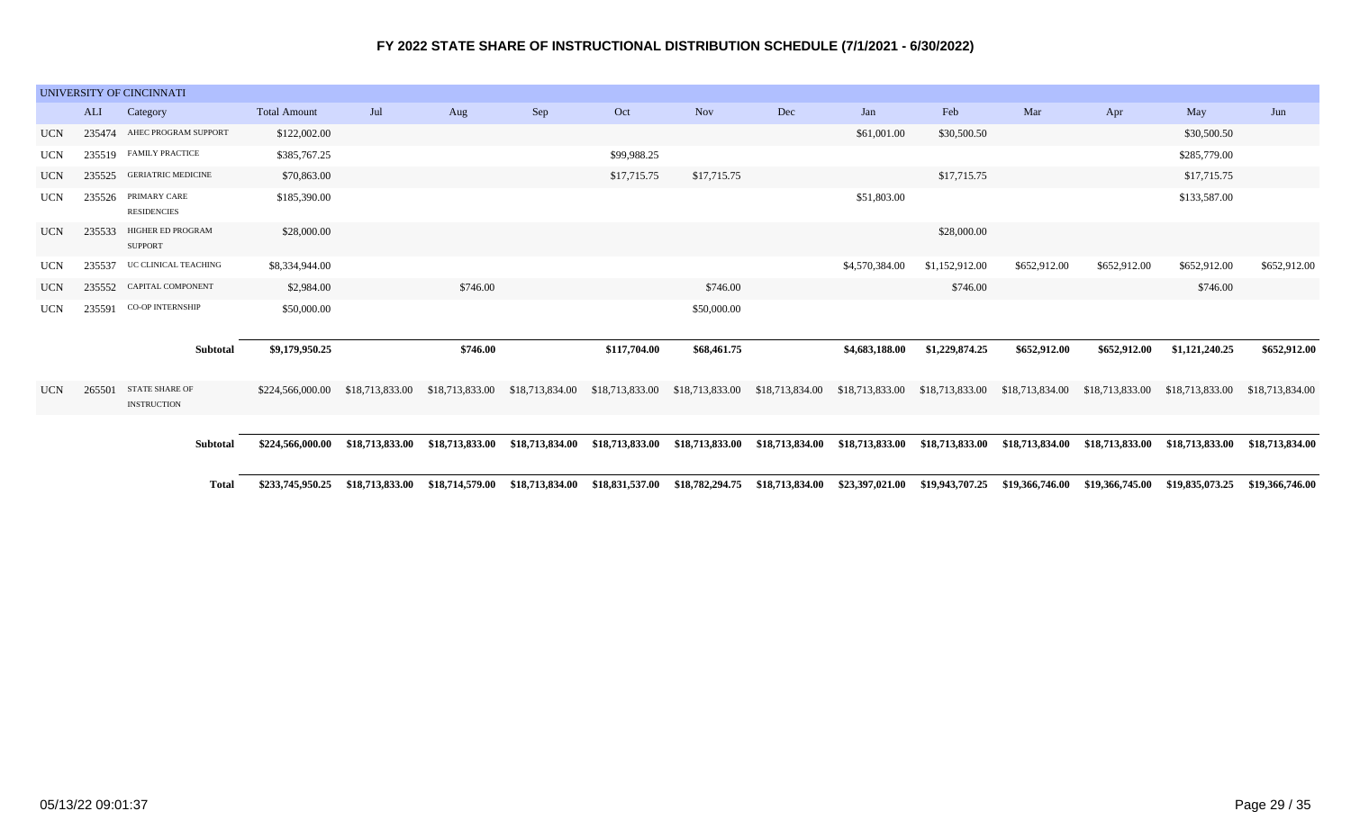# FY 2022 STATE SHARE OF INSTRUCTIONAL DISTRIBUTION SCHEDULE (7/1/2021 - 6/30/2022)

| UNIVERSITY OF CINCINNATI | | | | | | | | | | | | | | | |
|---|---|---|---|---|---|---|---|---|---|---|---|---|---|---|---|
| | ALI | Category | Total Amount | Jul | Aug | Sep | Oct | Nov | Dec | Jan | Feb | Mar | Apr | May | Jun |
| UCN | 235474 | AHEC PROGRAM SUPPORT | $122,002.00 | | | | | | | $61,001.00 | $30,500.50 | | | $30,500.50 | |
| UCN | 235519 | FAMILY PRACTICE | $385,767.25 | | | | $99,988.25 | | | | | | | $285,779.00 | |
| UCN | 235525 | GERIATRIC MEDICINE | $70,863.00 | | | | $17,715.75 | $17,715.75 | | | $17,715.75 | | | $17,715.75 | |
| UCN | 235526 | PRIMARY CARE RESIDENCIES | $185,390.00 | | | | | | | $51,803.00 | | | | $133,587.00 | |
| UCN | 235533 | HIGHER ED PROGRAM SUPPORT | $28,000.00 | | | | | | | | $28,000.00 | | | | |
| UCN | 235537 | UC CLINICAL TEACHING | $8,334,944.00 | | | | | | | $4,570,384.00 | $1,152,912.00 | $652,912.00 | $652,912.00 | $652,912.00 | $652,912.00 |
| UCN | 235552 | CAPITAL COMPONENT | $2,984.00 | | $746.00 | | | $746.00 | | | $746.00 | | | $746.00 | |
| UCN | 235591 | CO-OP INTERNSHIP | $50,000.00 | | | | | $50,000.00 | | | | | | | |
| | | **Subtotal** | **$9,179,950.25** | | **$746.00** | | **$117,704.00** | **$68,461.75** | | **$4,683,188.00** | **$1,229,874.25** | **$652,912.00** | **$652,912.00** | **$1,121,240.25** | **$652,912.00** |
| UCN | 265501 | STATE SHARE OF INSTRUCTION | $224,566,000.00 | $18,713,833.00 | $18,713,833.00 | $18,713,834.00 | $18,713,833.00 | $18,713,833.00 | $18,713,834.00 | $18,713,833.00 | $18,713,833.00 | $18,713,834.00 | $18,713,833.00 | $18,713,833.00 | $18,713,834.00 |
| | | **Subtotal** | **$224,566,000.00** | **$18,713,833.00** | **$18,713,833.00** | **$18,713,834.00** | **$18,713,833.00** | **$18,713,833.00** | **$18,713,834.00** | **$18,713,833.00** | **$18,713,833.00** | **$18,713,834.00** | **$18,713,833.00** | **$18,713,833.00** | **$18,713,834.00** |
| | | **Total** | **$233,745,950.25** | **$18,713,833.00** | **$18,714,579.00** | **$18,713,834.00** | **$18,831,537.00** | **$18,782,294.75** | **$18,713,834.00** | **$23,397,021.00** | **$19,943,707.25** | **$19,366,746.00** | **$19,366,745.00** | **$19,835,073.25** | **$19,366,746.00** |

05/13/22 09:01:37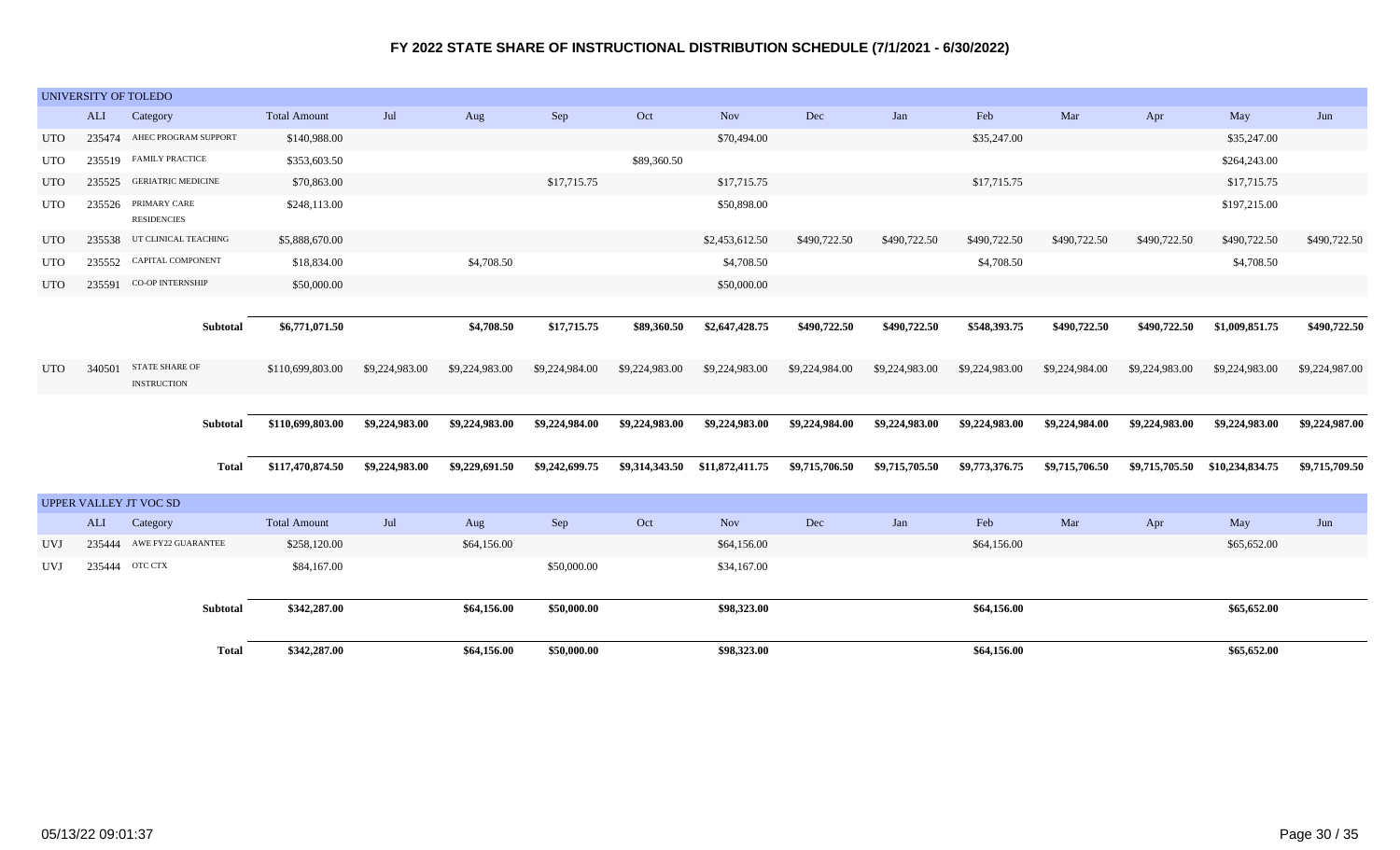# FY 2022 STATE SHARE OF INSTRUCTIONAL DISTRIBUTION SCHEDULE (7/1/2021 - 6/30/2022)

## UNIVERSITY OF TOLEDO

| | ALI | Category | Total Amount | Jul | Aug | Sep | Oct | Nov | Dec | Jan | Feb | Mar | Apr | May | Jun |
|---|---|---|---|---|---|---|---|---|---|---|---|---|---|---|---|
| UTO | 235474 | AHEC PROGRAM SUPPORT | $140,988.00 | | | | | $70,494.00 | | | $35,247.00 | | | $35,247.00 | |
| UTO | 235519 | FAMILY PRACTICE | $353,603.50 | | | | $89,360.50 | | | | | | | $264,243.00 | |
| UTO | 235525 | GERIATRIC MEDICINE | $70,863.00 | | | $17,715.75 | | $17,715.75 | | | $17,715.75 | | | $17,715.75 | |
| UTO | 235526 | PRIMARY CARE RESIDENCIES | $248,113.00 | | | | | $50,898.00 | | | | | | $197,215.00 | |
| UTO | 235538 | UT CLINICAL TEACHING | $5,888,670.00 | | | | | $2,453,612.50 | $490,722.50 | $490,722.50 | $490,722.50 | $490,722.50 | $490,722.50 | $490,722.50 | $490,722.50 |
| UTO | 235552 | CAPITAL COMPONENT | $18,834.00 | | $4,708.50 | | | $4,708.50 | | | $4,708.50 | | | $4,708.50 | |
| UTO | 235591 | CO-OP INTERNSHIP | $50,000.00 | | | | | $50,000.00 | | | | | | | |
| | | **Subtotal** | **$6,771,071.50** | | **$4,708.50** | **$17,715.75** | **$89,360.50** | **$2,647,428.75** | **$490,722.50** | **$490,722.50** | **$548,393.75** | **$490,722.50** | **$490,722.50** | **$1,009,851.75** | **$490,722.50** |
| UTO | 340501 | STATE SHARE OF INSTRUCTION | $110,699,803.00 | $9,224,983.00 | $9,224,983.00 | $9,224,984.00 | $9,224,983.00 | $9,224,983.00 | $9,224,984.00 | $9,224,983.00 | $9,224,983.00 | $9,224,984.00 | $9,224,983.00 | $9,224,983.00 | $9,224,987.00 |
| | | **Subtotal** | **$110,699,803.00** | **$9,224,983.00** | **$9,224,983.00** | **$9,224,984.00** | **$9,224,983.00** | **$9,224,983.00** | **$9,224,984.00** | **$9,224,983.00** | **$9,224,983.00** | **$9,224,984.00** | **$9,224,983.00** | **$9,224,983.00** | **$9,224,987.00** |
| | | **Total** | **$117,470,874.50** | **$9,224,983.00** | **$9,229,691.50** | **$9,242,699.75** | **$9,314,343.50** | **$11,872,411.75** | **$9,715,706.50** | **$9,715,705.50** | **$9,773,376.75** | **$9,715,706.50** | **$9,715,705.50** | **$10,234,834.75** | **$9,715,709.50** |

## UPPER VALLEY JT VOC SD

| | ALI | Category | Total Amount | Jul | Aug | Sep | Oct | Nov | Dec | Jan | Feb | Mar | Apr | May | Jun |
|---|---|---|---|---|---|---|---|---|---|---|---|---|---|---|---|
| UVJ | 235444 | AWE FY22 GUARANTEE | $258,120.00 | | $64,156.00 | | | $64,156.00 | | | $64,156.00 | | | $65,652.00 | |
| UVJ | 235444 | OTC CTX | $84,167.00 | | | $50,000.00 | | $34,167.00 | | | | | | | |
| | | **Subtotal** | **$342,287.00** | | **$64,156.00** | **$50,000.00** | | **$98,323.00** | | | **$64,156.00** | | | **$65,652.00** | |
| | | **Total** | **$342,287.00** | | **$64,156.00** | **$50,000.00** | | **$98,323.00** | | | **$64,156.00** | | | **$65,652.00** | |

05/13/22 09:01:37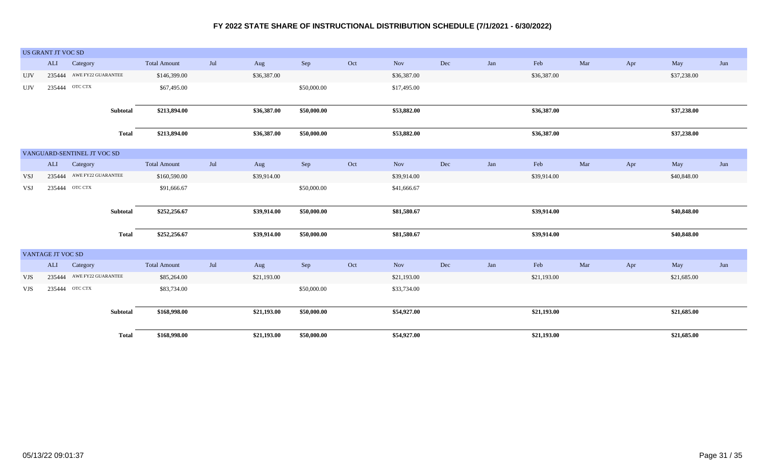# FY 2022 STATE SHARE OF INSTRUCTIONAL DISTRIBUTION SCHEDULE (7/1/2021 - 6/30/2022)

## US GRANT JT VOC SD

| | ALI | Category | Total Amount | Jul | Aug | Sep | Oct | Nov | Dec | Jan | Feb | Mar | Apr | May | Jun |
|---|---|---|---|---|---|---|---|---|---|---|---|---|---|---|---|
| UJV | 235444 | AWE FY22 GUARANTEE | $146,399.00 | | $36,387.00 | | | $36,387.00 | | | $36,387.00 | | | $37,238.00 | |
| UJV | 235444 | OTC CTX | $67,495.00 | | | $50,000.00 | | $17,495.00 | | | | | | | |
| | | **Subtotal** | **$213,894.00** | | **$36,387.00** | **$50,000.00** | | **$53,882.00** | | | **$36,387.00** | | | **$37,238.00** | |
| | | **Total** | **$213,894.00** | | **$36,387.00** | **$50,000.00** | | **$53,882.00** | | | **$36,387.00** | | | **$37,238.00** | |

## VANGUARD-SENTINEL JT VOC SD

| | ALI | Category | Total Amount | Jul | Aug | Sep | Oct | Nov | Dec | Jan | Feb | Mar | Apr | May | Jun |
|---|---|---|---|---|---|---|---|---|---|---|---|---|---|---|---|
| VSJ | 235444 | AWE FY22 GUARANTEE | $160,590.00 | | $39,914.00 | | | $39,914.00 | | | $39,914.00 | | | $40,848.00 | |
| VSJ | 235444 | OTC CTX | $91,666.67 | | | $50,000.00 | | $41,666.67 | | | | | | | |
| | | **Subtotal** | **$252,256.67** | | **$39,914.00** | **$50,000.00** | | **$81,580.67** | | | **$39,914.00** | | | **$40,848.00** | |
| | | **Total** | **$252,256.67** | | **$39,914.00** | **$50,000.00** | | **$81,580.67** | | | **$39,914.00** | | | **$40,848.00** | |

## VANTAGE JT VOC SD

| | ALI | Category | Total Amount | Jul | Aug | Sep | Oct | Nov | Dec | Jan | Feb | Mar | Apr | May | Jun |
|---|---|---|---|---|---|---|---|---|---|---|---|---|---|---|---|
| VJS | 235444 | AWE FY22 GUARANTEE | $85,264.00 | | $21,193.00 | | | $21,193.00 | | | $21,193.00 | | | $21,685.00 | |
| VJS | 235444 | OTC CTX | $83,734.00 | | | $50,000.00 | | $33,734.00 | | | | | | | |
| | | **Subtotal** | **$168,998.00** | | **$21,193.00** | **$50,000.00** | | **$54,927.00** | | | **$21,193.00** | | | **$21,685.00** | |
| | | **Total** | **$168,998.00** | | **$21,193.00** | **$50,000.00** | | **$54,927.00** | | | **$21,193.00** | | | **$21,685.00** | |

05/13/22 09:01:37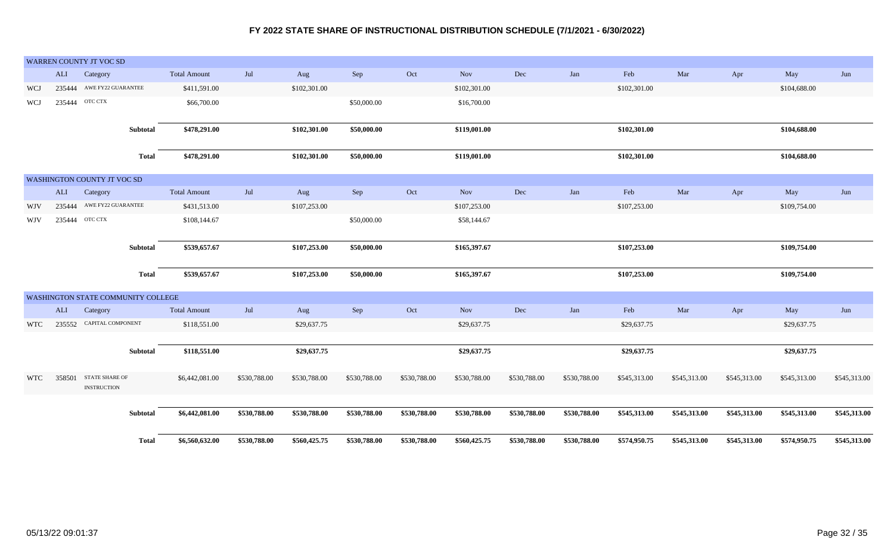# FY 2022 STATE SHARE OF INSTRUCTIONAL DISTRIBUTION SCHEDULE (7/1/2021 - 6/30/2022)

## WARREN COUNTY JT VOC SD

| | ALI | Category | Total Amount | Jul | Aug | Sep | Oct | Nov | Dec | Jan | Feb | Mar | Apr | May | Jun |
|---|---|---|---|---|---|---|---|---|---|---|---|---|---|---|---|
| WCJ | 235444 | AWE FY22 GUARANTEE | $411,591.00 | | $102,301.00 | | | $102,301.00 | | | $102,301.00 | | | $104,688.00 | |
| WCJ | 235444 | OTC CTX | $66,700.00 | | | $50,000.00 | | $16,700.00 | | | | | | | |
| | | **Subtotal** | **$478,291.00** | | **$102,301.00** | **$50,000.00** | | **$119,001.00** | | | **$102,301.00** | | | **$104,688.00** | |
| | | **Total** | **$478,291.00** | | **$102,301.00** | **$50,000.00** | | **$119,001.00** | | | **$102,301.00** | | | **$104,688.00** | |

## WASHINGTON COUNTY JT VOC SD

| | ALI | Category | Total Amount | Jul | Aug | Sep | Oct | Nov | Dec | Jan | Feb | Mar | Apr | May | Jun |
|---|---|---|---|---|---|---|---|---|---|---|---|---|---|---|---|
| WJV | 235444 | AWE FY22 GUARANTEE | $431,513.00 | | $107,253.00 | | | $107,253.00 | | | $107,253.00 | | | $109,754.00 | |
| WJV | 235444 | OTC CTX | $108,144.67 | | | $50,000.00 | | $58,144.67 | | | | | | | |
| | | **Subtotal** | **$539,657.67** | | **$107,253.00** | **$50,000.00** | | **$165,397.67** | | | **$107,253.00** | | | **$109,754.00** | |
| | | **Total** | **$539,657.67** | | **$107,253.00** | **$50,000.00** | | **$165,397.67** | | | **$107,253.00** | | | **$109,754.00** | |

## WASHINGTON STATE COMMUNITY COLLEGE

| | ALI | Category | Total Amount | Jul | Aug | Sep | Oct | Nov | Dec | Jan | Feb | Mar | Apr | May | Jun |
|---|---|---|---|---|---|---|---|---|---|---|---|---|---|---|---|
| WTC | 235552 | CAPITAL COMPONENT | $118,551.00 | | $29,637.75 | | | $29,637.75 | | | $29,637.75 | | | $29,637.75 | |
| | | **Subtotal** | **$118,551.00** | | **$29,637.75** | | | **$29,637.75** | | | **$29,637.75** | | | **$29,637.75** | |
| WTC | 358501 | STATE SHARE OF INSTRUCTION | $6,442,081.00 | $530,788.00 | $530,788.00 | $530,788.00 | $530,788.00 | $530,788.00 | $530,788.00 | $530,788.00 | $545,313.00 | $545,313.00 | $545,313.00 | $545,313.00 | $545,313.00 |
| | | **Subtotal** | **$6,442,081.00** | **$530,788.00** | **$530,788.00** | **$530,788.00** | **$530,788.00** | **$530,788.00** | **$530,788.00** | **$530,788.00** | **$545,313.00** | **$545,313.00** | **$545,313.00** | **$545,313.00** | **$545,313.00** |
| | | **Total** | **$6,560,632.00** | **$530,788.00** | **$560,425.75** | **$530,788.00** | **$530,788.00** | **$560,425.75** | **$530,788.00** | **$530,788.00** | **$574,950.75** | **$545,313.00** | **$545,313.00** | **$574,950.75** | **$545,313.00** |

05/13/22 09:01:37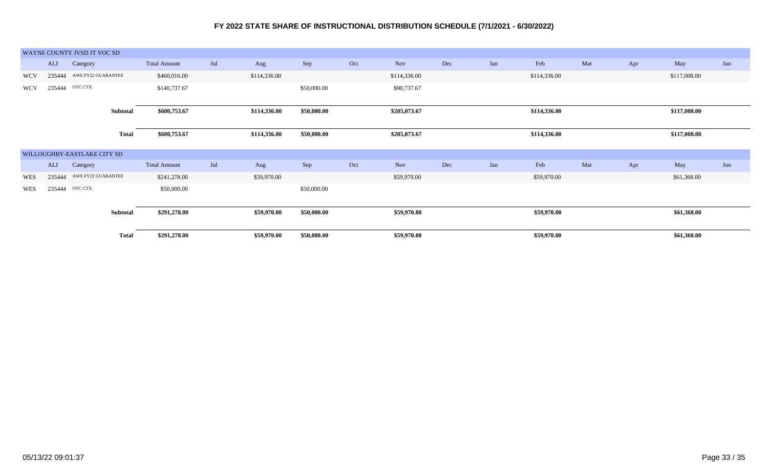# FY 2022 STATE SHARE OF INSTRUCTIONAL DISTRIBUTION SCHEDULE (7/1/2021 - 6/30/2022)

## WAYNE COUNTY JVSD JT VOC SD

| | ALI | Category | Total Amount | Jul | Aug | Sep | Oct | Nov | Dec | Jan | Feb | Mar | Apr | May | Jun |
|---|---|---|---|---|---|---|---|---|---|---|---|---|---|---|---|
| WCV | 235444 | AWE FY22 GUARANTEE | $460,016.00 | | $114,336.00 | | | $114,336.00 | | | $114,336.00 | | | $117,008.00 | |
| WCV | 235444 | OTC CTX | $140,737.67 | | | $50,000.00 | | $90,737.67 | | | | | | | |
| | | **Subtotal** | **$600,753.67** | | **$114,336.00** | **$50,000.00** | | **$205,073.67** | | | **$114,336.00** | | | **$117,008.00** | |
| | | **Total** | **$600,753.67** | | **$114,336.00** | **$50,000.00** | | **$205,073.67** | | | **$114,336.00** | | | **$117,008.00** | |

## WILLOUGHBY-EASTLAKE CITY SD

| | ALI | Category | Total Amount | Jul | Aug | Sep | Oct | Nov | Dec | Jan | Feb | Mar | Apr | May | Jun |
|---|---|---|---|---|---|---|---|---|---|---|---|---|---|---|---|
| WES | 235444 | AWE FY22 GUARANTEE | $241,278.00 | | $59,970.00 | | | $59,970.00 | | | $59,970.00 | | | $61,368.00 | |
| WES | 235444 | OTC CTX | $50,000.00 | | | $50,000.00 | | | | | | | | | |
| | | **Subtotal** | **$291,278.00** | | **$59,970.00** | **$50,000.00** | | **$59,970.00** | | | **$59,970.00** | | | **$61,368.00** | |
| | | **Total** | **$291,278.00** | | **$59,970.00** | **$50,000.00** | | **$59,970.00** | | | **$59,970.00** | | | **$61,368.00** | |

05/13/22 09:01:37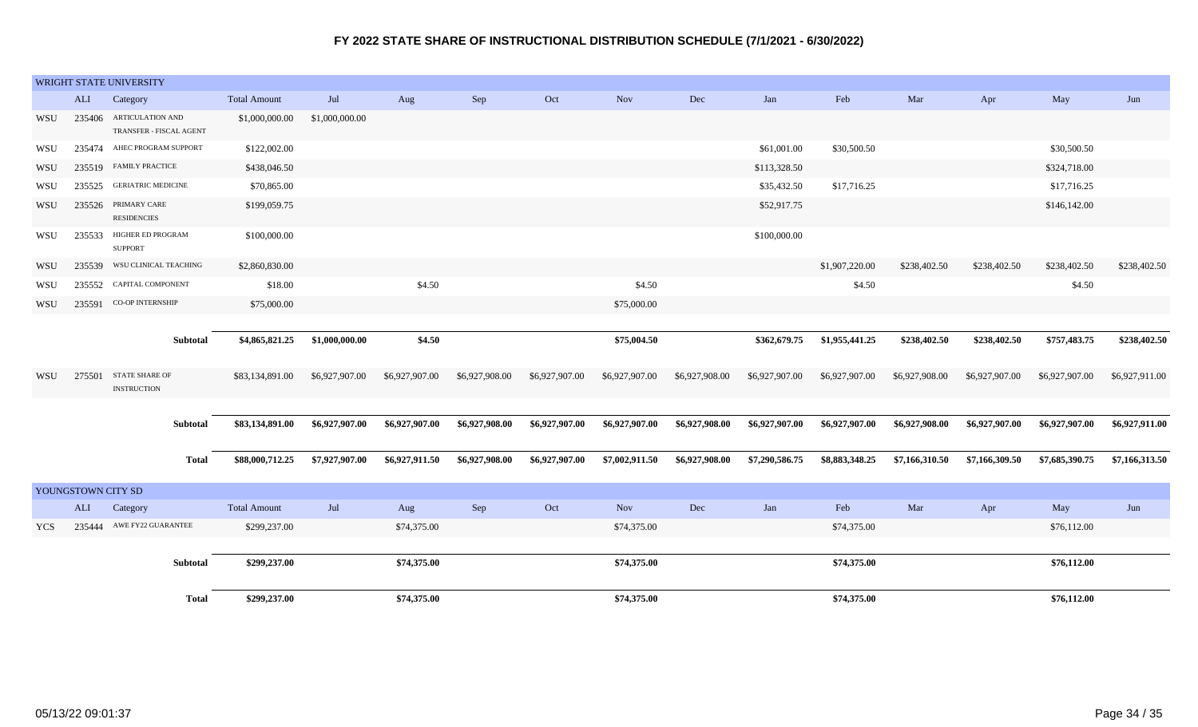# FY 2022 STATE SHARE OF INSTRUCTIONAL DISTRIBUTION SCHEDULE (7/1/2021 - 6/30/2022)

## WRIGHT STATE UNIVERSITY

| | ALI | Category | Total Amount | Jul | Aug | Sep | Oct | Nov | Dec | Jan | Feb | Mar | Apr | May | Jun |
|---|---|---|---|---|---|---|---|---|---|---|---|---|---|---|---|
| WSU | 235406 | ARTICULATION AND TRANSFER - FISCAL AGENT | $1,000,000.00 | $1,000,000.00 | | | | | | | | | | | |
| WSU | 235474 | AHEC PROGRAM SUPPORT | $122,002.00 | | | | | | | $61,001.00 | $30,500.50 | | | $30,500.50 | |
| WSU | 235519 | FAMILY PRACTICE | $438,046.50 | | | | | | | $113,328.50 | | | | $324,718.00 | |
| WSU | 235525 | GERIATRIC MEDICINE | $70,865.00 | | | | | | | $35,432.50 | $17,716.25 | | | $17,716.25 | |
| WSU | 235526 | PRIMARY CARE RESIDENCIES | $199,059.75 | | | | | | | $52,917.75 | | | | $146,142.00 | |
| WSU | 235533 | HIGHER ED PROGRAM SUPPORT | $100,000.00 | | | | | | | $100,000.00 | | | | | |
| WSU | 235539 | WSU CLINICAL TEACHING | $2,860,830.00 | | | | | | | | $1,907,220.00 | $238,402.50 | $238,402.50 | $238,402.50 | $238,402.50 |
| WSU | 235552 | CAPITAL COMPONENT | $18.00 | | $4.50 | | | $4.50 | | | $4.50 | | | $4.50 | |
| WSU | 235591 | CO-OP INTERNSHIP | $75,000.00 | | | | | $75,000.00 | | | | | | | |
| | | **Subtotal** | **$4,865,821.25** | **$1,000,000.00** | **$4.50** | | | **$75,004.50** | | **$362,679.75** | **$1,955,441.25** | **$238,402.50** | **$238,402.50** | **$757,483.75** | **$238,402.50** |
| WSU | 275501 | STATE SHARE OF INSTRUCTION | $83,134,891.00 | $6,927,907.00 | $6,927,907.00 | $6,927,908.00 | $6,927,907.00 | $6,927,907.00 | $6,927,908.00 | $6,927,907.00 | $6,927,907.00 | $6,927,908.00 | $6,927,907.00 | $6,927,907.00 | $6,927,911.00 |
| | | **Subtotal** | **$83,134,891.00** | **$6,927,907.00** | **$6,927,907.00** | **$6,927,908.00** | **$6,927,907.00** | **$6,927,907.00** | **$6,927,908.00** | **$6,927,907.00** | **$6,927,907.00** | **$6,927,908.00** | **$6,927,907.00** | **$6,927,907.00** | **$6,927,911.00** |
| | | **Total** | **$88,000,712.25** | **$7,927,907.00** | **$6,927,911.50** | **$6,927,908.00** | **$6,927,907.00** | **$7,002,911.50** | **$6,927,908.00** | **$7,290,586.75** | **$8,883,348.25** | **$7,166,310.50** | **$7,166,309.50** | **$7,685,390.75** | **$7,166,313.50** |

## YOUNGSTOWN CITY SD

| | ALI | Category | Total Amount | Jul | Aug | Sep | Oct | Nov | Dec | Jan | Feb | Mar | Apr | May | Jun |
|---|---|---|---|---|---|---|---|---|---|---|---|---|---|---|---|
| YCS | 235444 | AWE FY22 GUARANTEE | $299,237.00 | | $74,375.00 | | | $74,375.00 | | | $74,375.00 | | | $76,112.00 | |
| | | **Subtotal** | **$299,237.00** | | **$74,375.00** | | | **$74,375.00** | | | **$74,375.00** | | | **$76,112.00** | |
| | | **Total** | **$299,237.00** | | **$74,375.00** | | | **$74,375.00** | | | **$74,375.00** | | | **$76,112.00** | |

05/13/22 09:01:37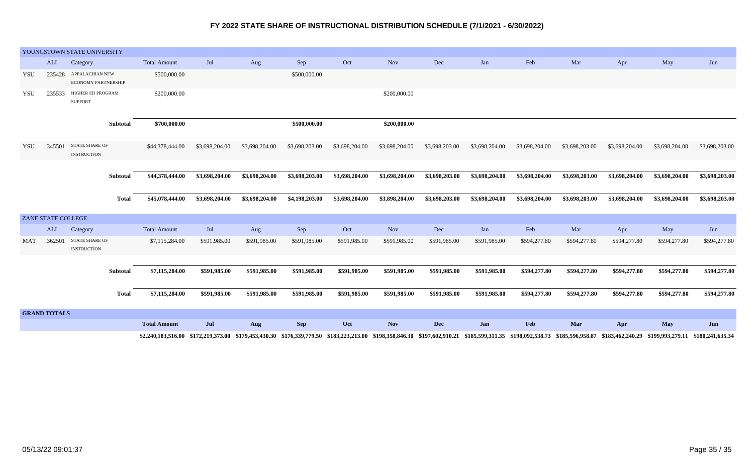# FY 2022 STATE SHARE OF INSTRUCTIONAL DISTRIBUTION SCHEDULE (7/1/2021 - 6/30/2022)

## YOUNGSTOWN STATE UNIVERSITY

| | ALI | Category | Total Amount | Jul | Aug | Sep | Oct | Nov | Dec | Jan | Feb | Mar | Apr | May | Jun |
|---|---|---|---|---|---|---|---|---|---|---|---|---|---|---|---|
| YSU | 235428 | APPALACHIAN NEW ECONOMY PARTNERSHIP | $500,000.00 | | | $500,000.00 | | | | | | | | | |
| YSU | 235533 | HIGHER ED PROGRAM SUPPORT | $200,000.00 | | | | | $200,000.00 | | | | | | | |
| | | **Subtotal** | **$700,000.00** | | | **$500,000.00** | | **$200,000.00** | | | | | | | |
| YSU | 345501 | STATE SHARE OF INSTRUCTION | $44,378,444.00 | $3,698,204.00 | $3,698,204.00 | $3,698,203.00 | $3,698,204.00 | $3,698,204.00 | $3,698,203.00 | $3,698,204.00 | $3,698,204.00 | $3,698,203.00 | $3,698,204.00 | $3,698,204.00 | $3,698,203.00 |
| | | **Subtotal** | **$44,378,444.00** | **$3,698,204.00** | **$3,698,204.00** | **$3,698,203.00** | **$3,698,204.00** | **$3,698,204.00** | **$3,698,203.00** | **$3,698,204.00** | **$3,698,204.00** | **$3,698,203.00** | **$3,698,204.00** | **$3,698,204.00** | **$3,698,203.00** |
| | | **Total** | **$45,078,444.00** | **$3,698,204.00** | **$3,698,204.00** | **$4,198,203.00** | **$3,698,204.00** | **$3,898,204.00** | **$3,698,203.00** | **$3,698,204.00** | **$3,698,204.00** | **$3,698,203.00** | **$3,698,204.00** | **$3,698,204.00** | **$3,698,203.00** |

## ZANE STATE COLLEGE

| | ALI | Category | Total Amount | Jul | Aug | Sep | Oct | Nov | Dec | Jan | Feb | Mar | Apr | May | Jun |
|---|---|---|---|---|---|---|---|---|---|---|---|---|---|---|---|
| MAT | 362501 | STATE SHARE OF INSTRUCTION | $7,115,284.00 | $591,985.00 | $591,985.00 | $591,985.00 | $591,985.00 | $591,985.00 | $591,985.00 | $591,985.00 | $594,277.80 | $594,277.80 | $594,277.80 | $594,277.80 | $594,277.80 |
| | | **Subtotal** | **$7,115,284.00** | **$591,985.00** | **$591,985.00** | **$591,985.00** | **$591,985.00** | **$591,985.00** | **$591,985.00** | **$591,985.00** | **$594,277.80** | **$594,277.80** | **$594,277.80** | **$594,277.80** | **$594,277.80** |
| | | **Total** | **$7,115,284.00** | **$591,985.00** | **$591,985.00** | **$591,985.00** | **$591,985.00** | **$591,985.00** | **$591,985.00** | **$591,985.00** | **$594,277.80** | **$594,277.80** | **$594,277.80** | **$594,277.80** | **$594,277.80** |

## GRAND TOTALS

| Total Amount | Jul | Aug | Sep | Oct | Nov | Dec | Jan | Feb | Mar | Apr | May | Jun |
|---|---|---|---|---|---|---|---|---|---|---|---|---|
| $2,240,183,516.00 | $172,219,373.00 | $179,453,430.30 | $176,339,779.50 | $183,223,213.00 | $198,358,846.30 | $197,602,910.21 | $185,599,311.35 | $198,092,538.73 | $185,596,958.87 | $183,462,240.29 | $199,993,279.11 | $180,241,635.34 |

05/13/22 09:01:37